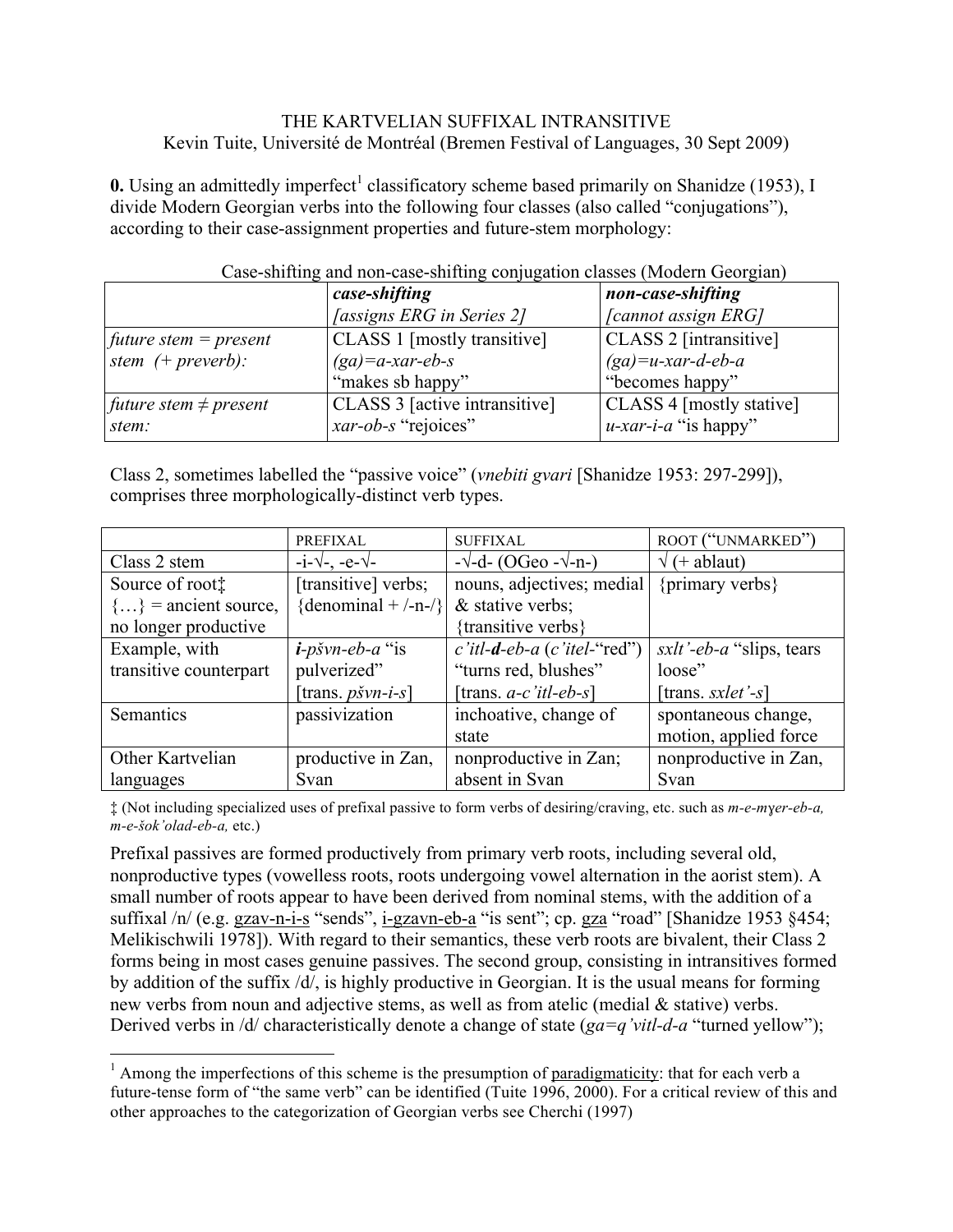# THE KARTVELIAN SUFFIXAL INTRANSITIVE

Kevin Tuite, Université de Montréal (Bremen Festival of Languages, 30 Sept 2009)

**0.** Using an admittedly imperfect[1] classificatory scheme based primarily on Shanidze (1953), I divide Modern Georgian verbs into the following four classes (also called "conjugations"), according to their case-assignment properties and future-stem morphology:

Case-shifting and non-case-shifting conjugation classes (Modern Georgian)

| | ***case-shifting*** *[assigns ERG in Series 2]* | ***non-case-shifting*** *[cannot assign ERG]* |
|---|---|---|
| *future stem = present stem (+ preverb):* | CLASS 1 [mostly transitive] *(ga)=a-xar-eb-s* "makes sb happy" | CLASS 2 [intransitive] *(ga)=u-xar-d-eb-a* "becomes happy" |
| *future stem ≠ present stem:* | CLASS 3 [active intransitive] *xar-ob-s* "rejoices" | CLASS 4 [mostly stative] *u-xar-i-a* "is happy" |

Class 2, sometimes labelled the "passive voice" (*vnebiti gvari* [Shanidze 1953: 297-299]), comprises three morphologically-distinct verb types.

| | PREFIXAL | SUFFIXAL | ROOT ("UNMARKED") |
|---|---|---|---|
| Class 2 stem | -i-√-, -e-√- | -√-d- (OGeo -√-n-) | √ (+ ablaut) |
| Source of root‡ {…} = ancient source, no longer productive | [transitive] verbs; {denominal + /-n-/} | nouns, adjectives; medial & stative verbs; {transitive verbs} | {primary verbs} |
| Example, with transitive counterpart | ***i****-pšvn-eb-a* "is pulverized" [trans. *pšvn-i-s*] | *c'itl-****d****-eb-a* (*c'itel-*"red") "turns red, blushes" [trans. *a-c'itl-eb-s*] | *sxlt'-eb-a* "slips, tears loose" [trans. *sxlet'-s*] |
| Semantics | passivization | inchoative, change of state | spontaneous change, motion, applied force |
| Other Kartvelian languages | productive in Zan, Svan | nonproductive in Zan; absent in Svan | nonproductive in Zan, Svan |

‡ (Not including specialized uses of prefixal passive to form verbs of desiring/craving, etc. such as *m-e-mɣer-eb-a, m-e-šok'olad-eb-a,* etc.)

Prefixal passives are formed productively from primary verb roots, including several old, nonproductive types (vowelless roots, roots undergoing vowel alternation in the aorist stem). A small number of roots appear to have been derived from nominal stems, with the addition of a suffixal /n/ (e.g. gzav-n-i-s "sends", i-gzavn-eb-a "is sent"; cp. gza "road" [Shanidze 1953 §454; Melikischwili 1978]). With regard to their semantics, these verb roots are bivalent, their Class 2 forms being in most cases genuine passives. The second group, consisting in intransitives formed by addition of the suffix /d/, is highly productive in Georgian. It is the usual means for forming new verbs from noun and adjective stems, as well as from atelic (medial & stative) verbs. Derived verbs in /d/ characteristically denote a change of state (*ga=q'vitl-d-a* "turned yellow");

[1] Among the imperfections of this scheme is the presumption of paradigmaticity: that for each verb a future-tense form of "the same verb" can be identified (Tuite 1996, 2000). For a critical review of this and other approaches to the categorization of Georgian verbs see Cherchi (1997)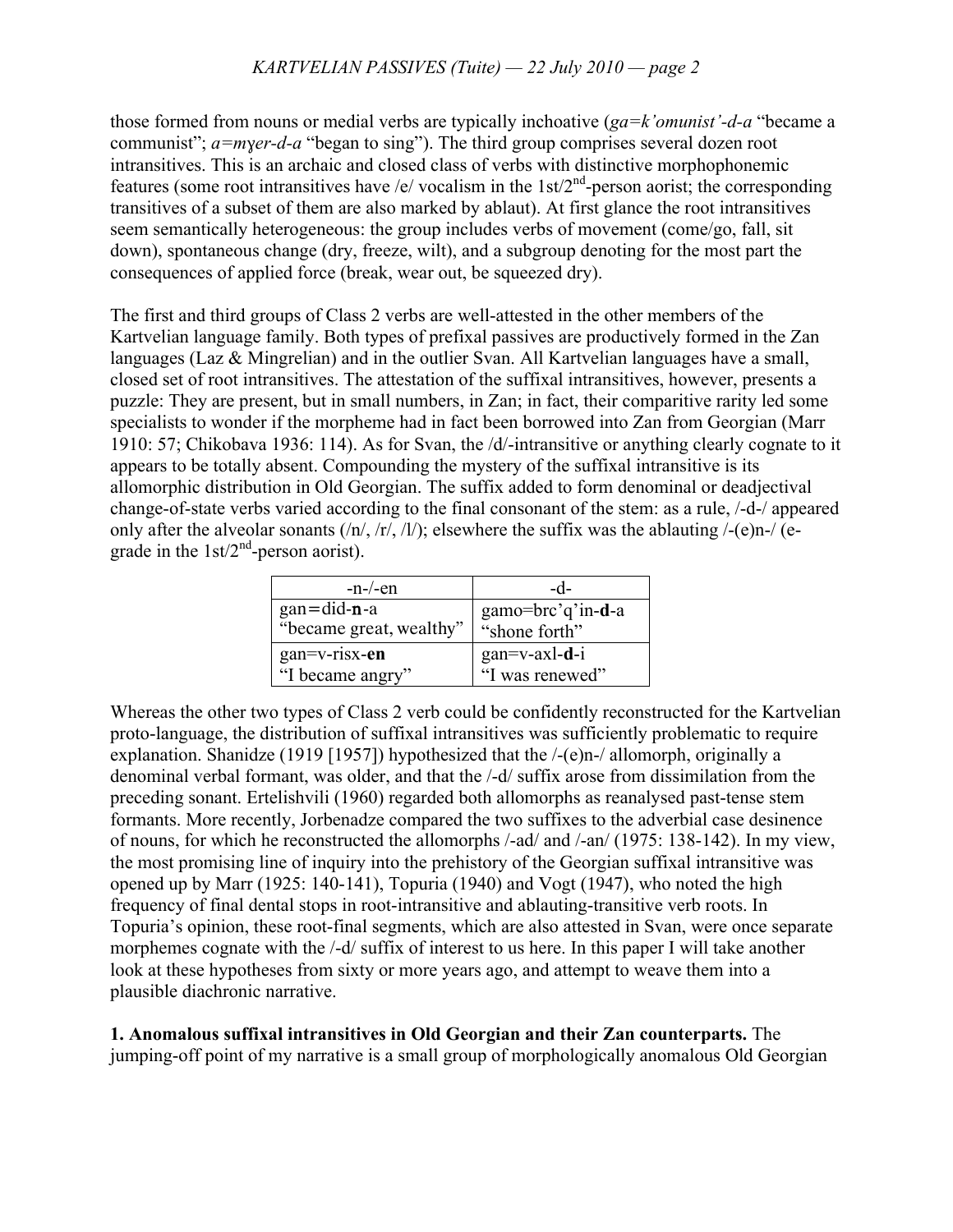those formed from nouns or medial verbs are typically inchoative (*ga=k'omunist'-d-a* "became a communist"; *a=mɣer-d-a* "began to sing"). The third group comprises several dozen root intransitives. This is an archaic and closed class of verbs with distinctive morphophonemic features (some root intransitives have /e/ vocalism in the 1st/2nd-person aorist; the corresponding transitives of a subset of them are also marked by ablaut). At first glance the root intransitives seem semantically heterogeneous: the group includes verbs of movement (come/go, fall, sit down), spontaneous change (dry, freeze, wilt), and a subgroup denoting for the most part the consequences of applied force (break, wear out, be squeezed dry).

The first and third groups of Class 2 verbs are well-attested in the other members of the Kartvelian language family. Both types of prefixal passives are productively formed in the Zan languages (Laz & Mingrelian) and in the outlier Svan. All Kartvelian languages have a small, closed set of root intransitives. The attestation of the suffixal intransitives, however, presents a puzzle: They are present, but in small numbers, in Zan; in fact, their comparitive rarity led some specialists to wonder if the morpheme had in fact been borrowed into Zan from Georgian (Marr 1910: 57; Chikobava 1936: 114). As for Svan, the /d/-intransitive or anything clearly cognate to it appears to be totally absent. Compounding the mystery of the suffixal intransitive is its allomorphic distribution in Old Georgian. The suffix added to form denominal or deadjectival change-of-state verbs varied according to the final consonant of the stem: as a rule, /-d-/ appeared only after the alveolar sonants (/n/, /r/, /l/); elsewhere the suffix was the ablauting /-(e)n-/ (e-grade in the 1st/2nd-person aorist).

| -n-/-en | -d- |
|---|---|
| gan=did-**n**-a<br>"became great, wealthy" | gamo=brc'q'in-**d**-a<br>"shone forth" |
| gan=v-risx-**en**<br>"I became angry" | gan=v-axl-**d**-i<br>"I was renewed" |

Whereas the other two types of Class 2 verb could be confidently reconstructed for the Kartvelian proto-language, the distribution of suffixal intransitives was sufficiently problematic to require explanation. Shanidze (1919 [1957]) hypothesized that the /-(e)n-/ allomorph, originally a denominal verbal formant, was older, and that the /-d/ suffix arose from dissimilation from the preceding sonant. Ertelishvili (1960) regarded both allomorphs as reanalysed past-tense stem formants. More recently, Jorbenadze compared the two suffixes to the adverbial case desinence of nouns, for which he reconstructed the allomorphs /-ad/ and /-an/ (1975: 138-142). In my view, the most promising line of inquiry into the prehistory of the Georgian suffixal intransitive was opened up by Marr (1925: 140-141), Topuria (1940) and Vogt (1947), who noted the high frequency of final dental stops in root-intransitive and ablauting-transitive verb roots. In Topuria's opinion, these root-final segments, which are also attested in Svan, were once separate morphemes cognate with the /-d/ suffix of interest to us here. In this paper I will take another look at these hypotheses from sixty or more years ago, and attempt to weave them into a plausible diachronic narrative.

**1. Anomalous suffixal intransitives in Old Georgian and their Zan counterparts.** The jumping-off point of my narrative is a small group of morphologically anomalous Old Georgian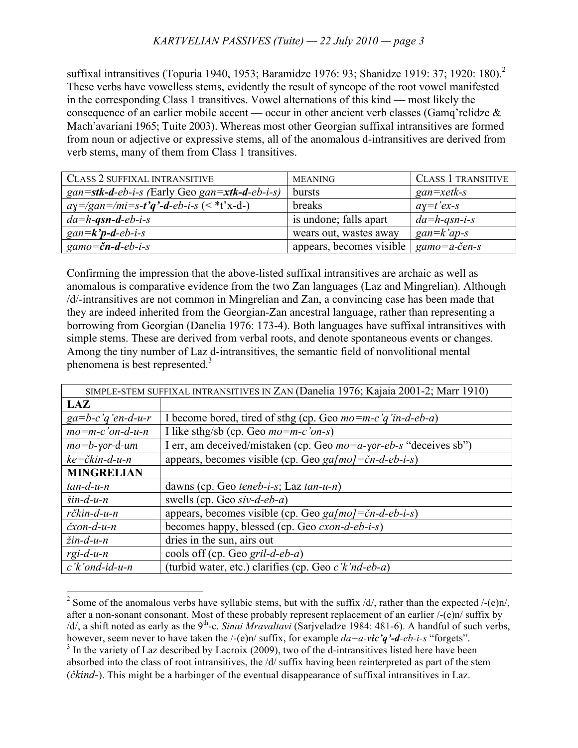suffixal intransitives (Topuria 1940, 1953; Baramidze 1976: 93; Shanidze 1919: 37; 1920: 180).[2] These verbs have vowelless stems, evidently the result of syncope of the root vowel manifested in the corresponding Class 1 transitives. Vowel alternations of this kind — most likely the consequence of an earlier mobile accent — occur in other ancient verb classes (Gamq'relidze & Mach'avariani 1965; Tuite 2003). Whereas most other Georgian suffixal intransitives are formed from noun or adjective or expressive stems, all of the anomalous d-intransitives are derived from verb stems, many of them from Class 1 transitives.

| CLASS 2 SUFFIXAL INTRANSITIVE | MEANING | CLASS 1 TRANSITIVE |
|---|---|---|
| *gan=**stk-d**-eb-i-s (*Early Geo *gan=**xtk-d**-eb-i-s)* | bursts | *gan=xetk-s* |
| *aɣ=/gan=/mi=s-**t'q'-d**-eb-i-s* (< *t'x-d-) | breaks | *aɣ=t'ex-s* |
| *da=h-**qsn-d**-eb-i-s* | is undone; falls apart | *da=h-qsn-i-s* |
| *gan=**k'p-d**-eb-i-s* | wears out, wastes away | *gan=k'ap-s* |
| *gamo=**čn-d**-eb-i-s* | appears, becomes visible | *gamo=a-čen-s* |

Confirming the impression that the above-listed suffixal intransitives are archaic as well as anomalous is comparative evidence from the two Zan languages (Laz and Mingrelian). Although /d/-intransitives are not common in Mingrelian and Zan, a convincing case has been made that they are indeed inherited from the Georgian-Zan ancestral language, rather than representing a borrowing from Georgian (Danelia 1976: 173-4). Both languages have suffixal intransitives with simple stems. These are derived from verbal roots, and denote spontaneous events or changes. Among the tiny number of Laz d-intransitives, the semantic field of nonvolitional mental phenomena is best represented.[3]

| SIMPLE-STEM SUFFIXAL INTRANSITIVES IN ZAN (Danelia 1976; Kajaia 2001-2; Marr 1910) | |
|---|---|
| **LAZ** | |
| *ga=b-c'q'en-d-u-r* | I become bored, tired of sthg (cp. Geo *mo=m-c'q'in-d-eb-a*) |
| *mo=m-c'on-d-u-n* | I like sthg/sb (cp. Geo *mo=m-c'on-s*) |
| *mo=b-ɣor-d-um* | I err, am deceived/mistaken (cp. Geo *mo=a-ɣor-eb-s* "deceives sb") |
| *ke=čkin-d-u-n* | appears, becomes visible (cp. Geo *ga[mo]=čn-d-eb-i-s*) |
| **MINGRELIAN** | |
| *tan-d-u-n* | dawns (cp. Geo *teneb-i-s*; Laz *tan-u-n*) |
| *šin-d-u-n* | swells (cp. Geo *siv-d-eb-a*) |
| *rčkin-d-u-n* | appears, becomes visible (cp. Geo *ga[mo]=čn-d-eb-i-s*) |
| *čxon-d-u-n* | becomes happy, blessed (cp. Geo *cxon-d-eb-i-s*) |
| *žin-d-u-n* | dries in the sun, airs out |
| *rgi-d-u-n* | cools off (cp. Geo *gril-d-eb-a*) |
| *c'k'ond-id-u-n* | (turbid water, etc.) clarifies (cp. Geo *c'k'nd-eb-a*) |

---

[2] Some of the anomalous verbs have syllabic stems, but with the suffix /d/, rather than the expected /-(e)n/, after a non-sonant consonant. Most of these probably represent replacement of an earlier /-(e)n/ suffix by /d/, a shift noted as early as the 9th-c. *Sinai Mravaltavi* (Sarjveladze 1984: 481-6). A handful of such verbs, however, seem never to have taken the /-(e)n/ suffix, for example *da=a-**vic'q'-d**-eb-i-s* "forgets".

[3] In the variety of Laz described by Lacroix (2009), two of the d-intransitives listed here have been absorbed into the class of root intransitives, the /d/ suffix having been reinterpreted as part of the stem (*čkind-*). This might be a harbinger of the eventual disappearance of suffixal intransitives in Laz.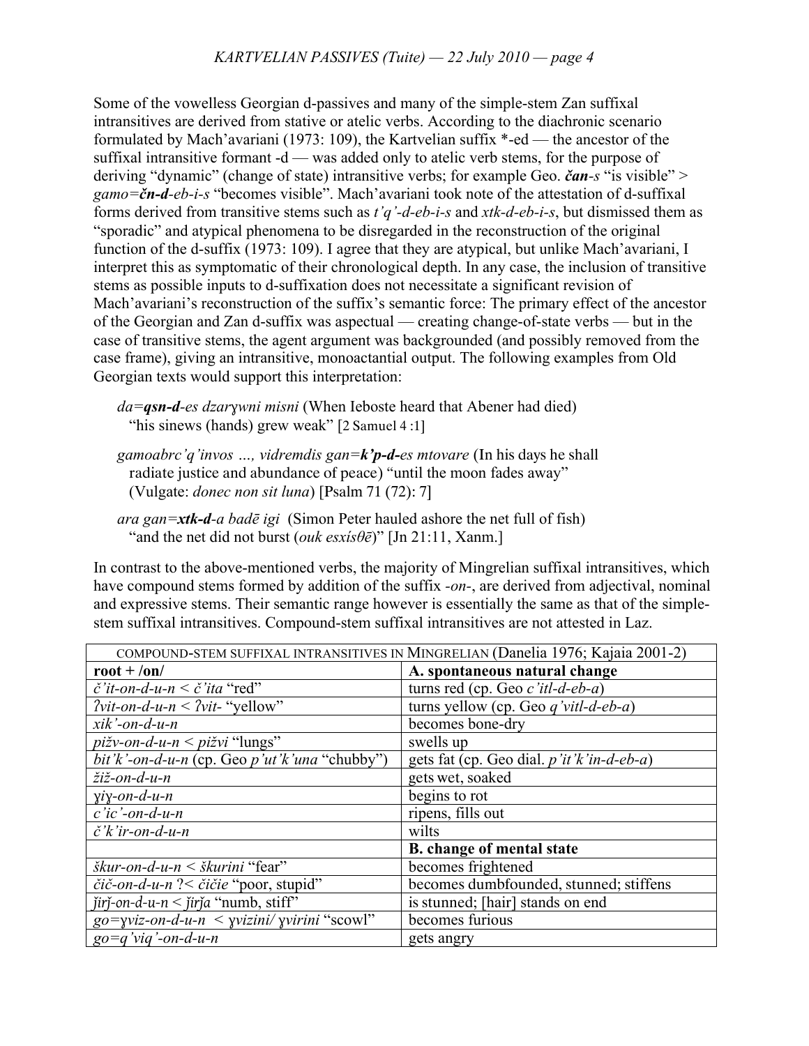Some of the vowelless Georgian d-passives and many of the simple-stem Zan suffixal intransitives are derived from stative or atelic verbs. According to the diachronic scenario formulated by Mach'avariani (1973: 109), the Kartvelian suffix \*-ed — the ancestor of the suffixal intransitive formant -d — was added only to atelic verb stems, for the purpose of deriving "dynamic" (change of state) intransitive verbs; for example Geo. ***čan****-s* "is visible" > *gamo=****čn-d****-eb-i-s* "becomes visible". Mach'avariani took note of the attestation of d-suffixal forms derived from transitive stems such as *t'q'-d-eb-i-s* and *xtk-d-eb-i-s*, but dismissed them as "sporadic" and atypical phenomena to be disregarded in the reconstruction of the original function of the d-suffix (1973: 109). I agree that they are atypical, but unlike Mach'avariani, I interpret this as symptomatic of their chronological depth. In any case, the inclusion of transitive stems as possible inputs to d-suffixation does not necessitate a significant revision of Mach'avariani's reconstruction of the suffix's semantic force: The primary effect of the ancestor of the Georgian and Zan d-suffix was aspectual — creating change-of-state verbs — but in the case of transitive stems, the agent argument was backgrounded (and possibly removed from the case frame), giving an intransitive, monoactantial output. The following examples from Old Georgian texts would support this interpretation:

> *da=****qsn-d****-es dzarɣwni misni* (When Ieboste heard that Abener had died) "his sinews (hands) grew weak" [2 Samuel 4 :1]
>
> *gamoabrc'q'invos …, vidremdis gan=****k'p-d-****es mtovare* (In his days he shall radiate justice and abundance of peace) "until the moon fades away" (Vulgate: *donec non sit luna*) [Psalm 71 (72): 7]
>
> *ara gan=****xtk-d****-a badē igi* (Simon Peter hauled ashore the net full of fish) "and the net did not burst (*ouk esxísθē*)" [Jn 21:11, Xanm.]

In contrast to the above-mentioned verbs, the majority of Mingrelian suffixal intransitives, which have compound stems formed by addition of the suffix *-on-*, are derived from adjectival, nominal and expressive stems. Their semantic range however is essentially the same as that of the simple-stem suffixal intransitives. Compound-stem suffixal intransitives are not attested in Laz.

| COMPOUND-STEM SUFFIXAL INTRANSITIVES IN MINGRELIAN (Danelia 1976; Kajaia 2001-2) | |
|---|---|
| **root + /on/** | **A. spontaneous natural change** |
| *č'it-on-d-u-n < č'ita* "red" | turns red (cp. Geo *c'itl-d-eb-a*) |
| *ʔvit-on-d-u-n < ʔvit-* "yellow" | turns yellow (cp. Geo *q'vitl-d-eb-a*) |
| *xik'-on-d-u-n* | becomes bone-dry |
| *pižv-on-d-u-n < pižvi* "lungs" | swells up |
| *bit'k'-on-d-u-n* (cp. Geo *p'ut'k'una* "chubby") | gets fat (cp. Geo dial. *p'it'k'in-d-eb-a*) |
| *žiž-on-d-u-n* | gets wet, soaked |
| *ɣiɣ-on-d-u-n* | begins to rot |
| *c'ic'-on-d-u-n* | ripens, fills out |
| *č'k'ir-on-d-u-n* | wilts |
| | **B. change of mental state** |
| *škur-on-d-u-n < škurini* "fear" | becomes frightened |
| *čič-on-d-u-n ?< čičie* "poor, stupid" | becomes dumbfounded, stunned; stiffens |
| *ǰirǰ-on-d-u-n < ǰirǰa* "numb, stiff" | is stunned; [hair] stands on end |
| *go=ɣviz-on-d-u-n < ɣvizini/ ɣvirini* "scowl" | becomes furious |
| *go=q'viq'-on-d-u-n* | gets angry |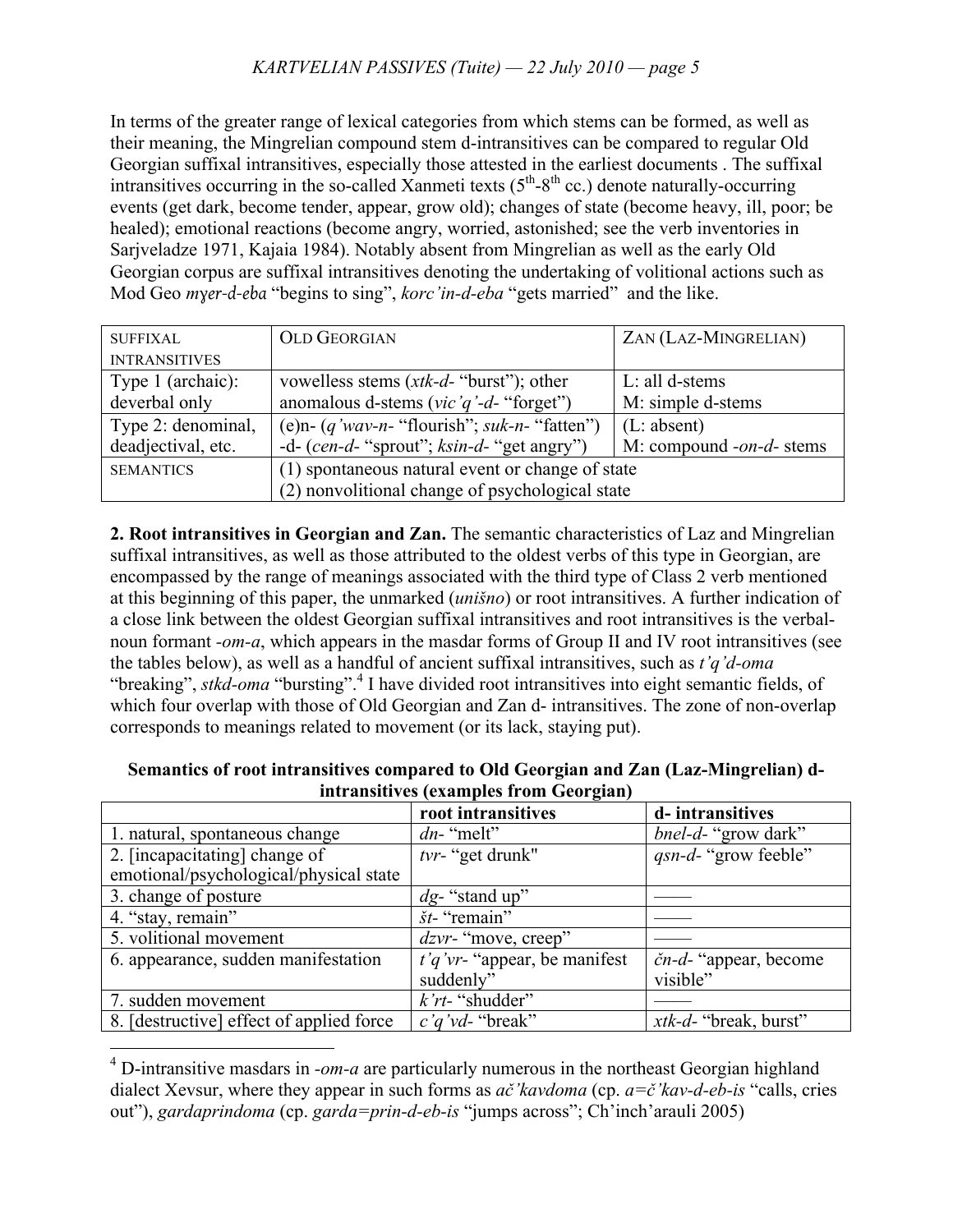In terms of the greater range of lexical categories from which stems can be formed, as well as their meaning, the Mingrelian compound stem d-intransitives can be compared to regular Old Georgian suffixal intransitives, especially those attested in the earliest documents . The suffixal intransitives occurring in the so-called Xanmeti texts (5[th]-8[th] cc.) denote naturally-occurring events (get dark, become tender, appear, grow old); changes of state (become heavy, ill, poor; be healed); emotional reactions (become angry, worried, astonished; see the verb inventories in Sarjveladze 1971, Kajaia 1984). Notably absent from Mingrelian as well as the early Old Georgian corpus are suffixal intransitives denoting the undertaking of volitional actions such as Mod Geo *mɣer-d-eba* "begins to sing", *korc'in-d-eba* "gets married" and the like.

| SUFFIXAL INTRANSITIVES | OLD GEORGIAN | ZAN (LAZ-MINGRELIAN) |
|---|---|---|
| Type 1 (archaic): deverbal only | vowelless stems (*xtk-d-* "burst"); other anomalous d-stems (*vic'q'-d-* "forget") | L: all d-stems<br>M: simple d-stems |
| Type 2: denominal, deadjectival, etc. | (e)n- (*q'wav-n-* "flourish"; *suk-n-* "fatten")<br>-d- (*cen-d-* "sprout"; *ksin-d-* "get angry") | (L: absent)<br>M: compound *-on-d-* stems |
| SEMANTICS | (1) spontaneous natural event or change of state<br>(2) nonvolitional change of psychological state | |

**2. Root intransitives in Georgian and Zan.** The semantic characteristics of Laz and Mingrelian suffixal intransitives, as well as those attributed to the oldest verbs of this type in Georgian, are encompassed by the range of meanings associated with the third type of Class 2 verb mentioned at this beginning of this paper, the unmarked (*unišno*) or root intransitives. A further indication of a close link between the oldest Georgian suffixal intransitives and root intransitives is the verbal-noun formant *-om-a*, which appears in the masdar forms of Group II and IV root intransitives (see the tables below), as well as a handful of ancient suffixal intransitives, such as *t'q'd-oma* "breaking", *stkd-oma* "bursting".[4] I have divided root intransitives into eight semantic fields, of which four overlap with those of Old Georgian and Zan d- intransitives. The zone of non-overlap corresponds to meanings related to movement (or its lack, staying put).

**Semantics of root intransitives compared to Old Georgian and Zan (Laz-Mingrelian) d-intransitives (examples from Georgian)**

| | root intransitives | d- intransitives |
|---|---|---|
| 1. natural, spontaneous change | *dn-* "melt" | *bnel-d-* "grow dark" |
| 2. [incapacitating] change of emotional/psychological/physical state | *tvr-* "get drunk" | *qsn-d-* "grow feeble" |
| 3. change of posture | *dg-* "stand up" | —— |
| 4. "stay, remain" | *št-* "remain" | —— |
| 5. volitional movement | *dzvr-* "move, creep" | —— |
| 6. appearance, sudden manifestation | *t'q'vr-* "appear, be manifest suddenly" | *čn-d-* "appear, become visible" |
| 7. sudden movement | *k'rt-* "shudder" | —— |
| 8. [destructive] effect of applied force | *c'q'vd-* "break" | *xtk-d-* "break, burst" |

[4] D-intransitive masdars in *-om-a* are particularly numerous in the northeast Georgian highland dialect Xevsur, where they appear in such forms as *ač'kavdoma* (cp. *a=č'kav-d-eb-is* "calls, cries out"), *gardaprindoma* (cp. *garda=prin-d-eb-is* "jumps across"; Ch'inch'arauli 2005)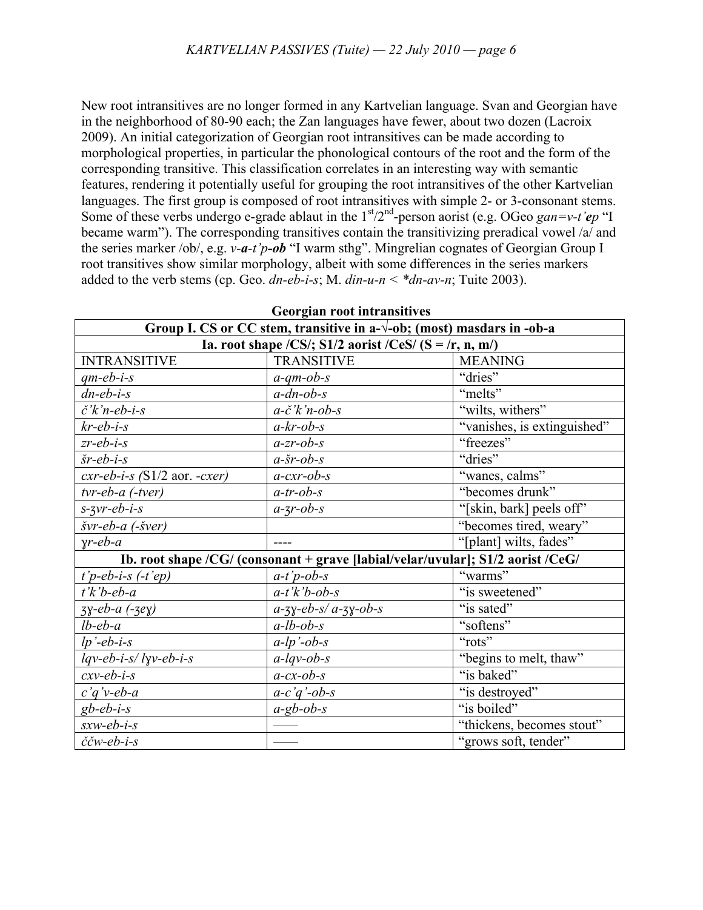New root intransitives are no longer formed in any Kartvelian language. Svan and Georgian have in the neighborhood of 80-90 each; the Zan languages have fewer, about two dozen (Lacroix 2009). An initial categorization of Georgian root intransitives can be made according to morphological properties, in particular the phonological contours of the root and the form of the corresponding transitive. This classification correlates in an interesting way with semantic features, rendering it potentially useful for grouping the root intransitives of the other Kartvelian languages. The first group is composed of root intransitives with simple 2- or 3-consonant stems. Some of these verbs undergo e-grade ablaut in the 1st/2nd-person aorist (e.g. OGeo *gan=v-t'ep* "I became warm"). The corresponding transitives contain the transitivizing preradical vowel /a/ and the series marker /ob/, e.g. *v-**a**-t'p-**ob*** "I warm sthg". Mingrelian cognates of Georgian Group I root transitives show similar morphology, albeit with some differences in the series markers added to the verb stems (cp. Geo. *dn-eb-i-s*; M. *din-u-n* < *\*dn-av-n*; Tuite 2003).

**Georgian root intransitives**

| **Group I. CS or CC stem, transitive in a-√-ob; (most) masdars in -ob-a** | | |
|---|---|---|
| **Ia. root shape /CS/; S1/2 aorist /CeS/ (S = /r, n, m/)** | | |
| INTRANSITIVE | TRANSITIVE | MEANING |
| *qm-eb-i-s* | *a-qm-ob-s* | "dries" |
| *dn-eb-i-s* | *a-dn-ob-s* | "melts" |
| *č'k'n-eb-i-s* | *a-č'k'n-ob-s* | "wilts, withers" |
| *kr-eb-i-s* | *a-kr-ob-s* | "vanishes, is extinguished" |
| *zr-eb-i-s* | *a-zr-ob-s* | "freezes" |
| *šr-eb-i-s* | *a-šr-ob-s* | "dries" |
| *cxr-eb-i-s (*S1/2 aor. *-cxer)* | *a-cxr-ob-s* | "wanes, calms" |
| *tvr-eb-a (-tver)* | *a-tr-ob-s* | "becomes drunk" |
| *s-ʒvr-eb-i-s* | *a-ʒr-ob-s* | "[skin, bark] peels off" |
| *švr-eb-a (-šver)* | | "becomes tired, weary" |
| *ɣr-eb-a* | ---- | "[plant] wilts, fades" |
| **Ib. root shape /CG/ (consonant + grave [labial/velar/uvular]; S1/2 aorist /CeG/** | | |
| *t'p-eb-i-s (-t'ep)* | *a-t'p-ob-s* | "warms" |
| *t'k'b-eb-a* | *a-t'k'b-ob-s* | "is sweetened" |
| *ʒɣ-eb-a (-ʒeɣ)* | *a-ʒɣ-eb-s/ a-ʒɣ-ob-s* | "is sated" |
| *lb-eb-a* | *a-lb-ob-s* | "softens" |
| *lp'-eb-i-s* | *a-lp'-ob-s* | "rots" |
| *lqv-eb-i-s/ lɣv-eb-i-s* | *a-lqv-ob-s* | "begins to melt, thaw" |
| *cxv-eb-i-s* | *a-cx-ob-s* | "is baked" |
| *c'q'v-eb-a* | *a-c'q'-ob-s* | "is destroyed" |
| *gb-eb-i-s* | *a-gb-ob-s* | "is boiled" |
| *sxw-eb-i-s* | —— | "thickens, becomes stout" |
| *ččw-eb-i-s* | —— | "grows soft, tender" |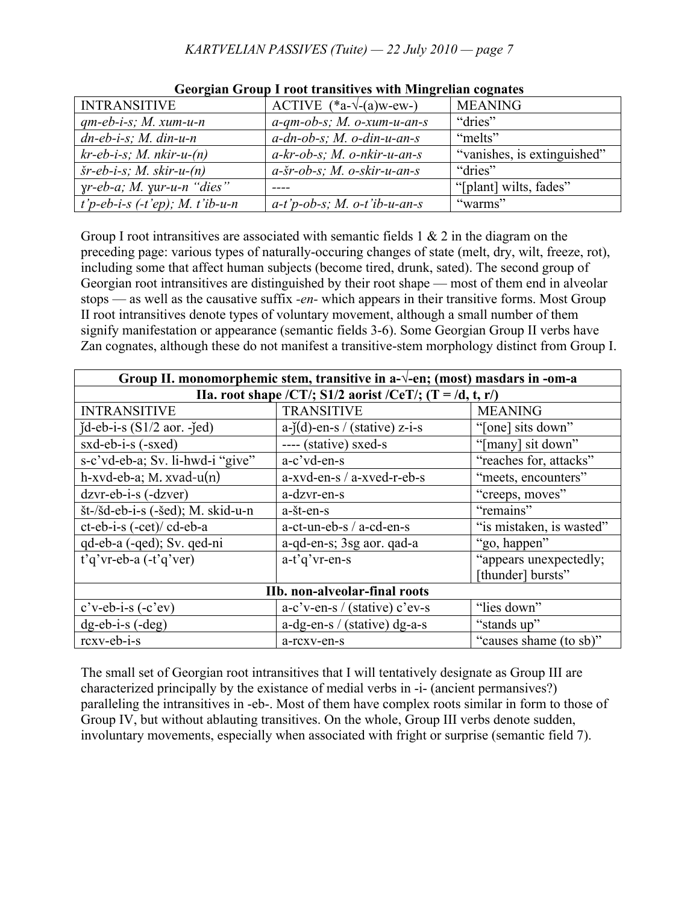**Georgian Group I root transitives with Mingrelian cognates**

| INTRANSITIVE | ACTIVE (*a-√-(a)w-ew-) | MEANING |
|---|---|---|
| *qm-eb-i-s; M. xum-u-n* | *a-qm-ob-s; M. o-xum-u-an-s* | "dries" |
| *dn-eb-i-s; M. din-u-n* | *a-dn-ob-s; M. o-din-u-an-s* | "melts" |
| *kr-eb-i-s; M. nkir-u-(n)* | *a-kr-ob-s; M. o-nkir-u-an-s* | "vanishes, is extinguished" |
| *šr-eb-i-s; M. skir-u-(n)* | *a-šr-ob-s; M. o-skir-u-an-s* | "dries" |
| *ɣr-eb-a; M. ɣur-u-n "dies"* | ---- | "[plant] wilts, fades" |
| *t'p-eb-i-s (-t'ep); M. t'ib-u-n* | *a-t'p-ob-s; M. o-t'ib-u-an-s* | "warms" |

Group I root intransitives are associated with semantic fields 1 & 2 in the diagram on the preceding page: various types of naturally-occuring changes of state (melt, dry, wilt, freeze, rot), including some that affect human subjects (become tired, drunk, sated). The second group of Georgian root intransitives are distinguished by their root shape — most of them end in alveolar stops — as well as the causative suffix *-en-* which appears in their transitive forms. Most Group II root intransitives denote types of voluntary movement, although a small number of them signify manifestation or appearance (semantic fields 3-6). Some Georgian Group II verbs have Zan cognates, although these do not manifest a transitive-stem morphology distinct from Group I.

| **Group II. monomorphemic stem, transitive in a-√-en; (most) masdars in -om-a** | | |
|---|---|---|
| **IIa. root shape /CT/; S1/2 aorist /CeT/; (T = /d, t, r/)** | | |
| INTRANSITIVE | TRANSITIVE | MEANING |
| ǯd-eb-i-s (S1/2 aor. -ǯed) | a-ǯ(d)-en-s / (stative) z-i-s | "[one] sits down" |
| sxd-eb-i-s (-sxed) | ---- (stative) sxed-s | "[many] sit down" |
| s-c'vd-eb-a; Sv. li-hwd-i "give" | a-c'vd-en-s | "reaches for, attacks" |
| h-xvd-eb-a; M. xvad-u(n) | a-xvd-en-s / a-xved-r-eb-s | "meets, encounters" |
| dzvr-eb-i-s (-dzver) | a-dzvr-en-s | "creeps, moves" |
| št-/šd-eb-i-s (-šed); M. skid-u-n | a-št-en-s | "remains" |
| ct-eb-i-s (-cet)/ cd-eb-a | a-ct-un-eb-s / a-cd-en-s | "is mistaken, is wasted" |
| qd-eb-a (-qed); Sv. qed-ni | a-qd-en-s; 3sg aor. qad-a | "go, happen" |
| t'q'vr-eb-a (-t'q'ver) | a-t'q'vr-en-s | "appears unexpectedly; [thunder] bursts" |
| **IIb. non-alveolar-final roots** | | |
| c'v-eb-i-s (-c'ev) | a-c'v-en-s / (stative) c'ev-s | "lies down" |
| dg-eb-i-s (-deg) | a-dg-en-s / (stative) dg-a-s | "stands up" |
| rcxv-eb-i-s | a-rcxv-en-s | "causes shame (to sb)" |

The small set of Georgian root intransitives that I will tentatively designate as Group III are characterized principally by the existance of medial verbs in -i- (ancient permansives?) paralleling the intransitives in -eb-. Most of them have complex roots similar in form to those of Group IV, but without ablauting transitives. On the whole, Group III verbs denote sudden, involuntary movements, especially when associated with fright or surprise (semantic field 7).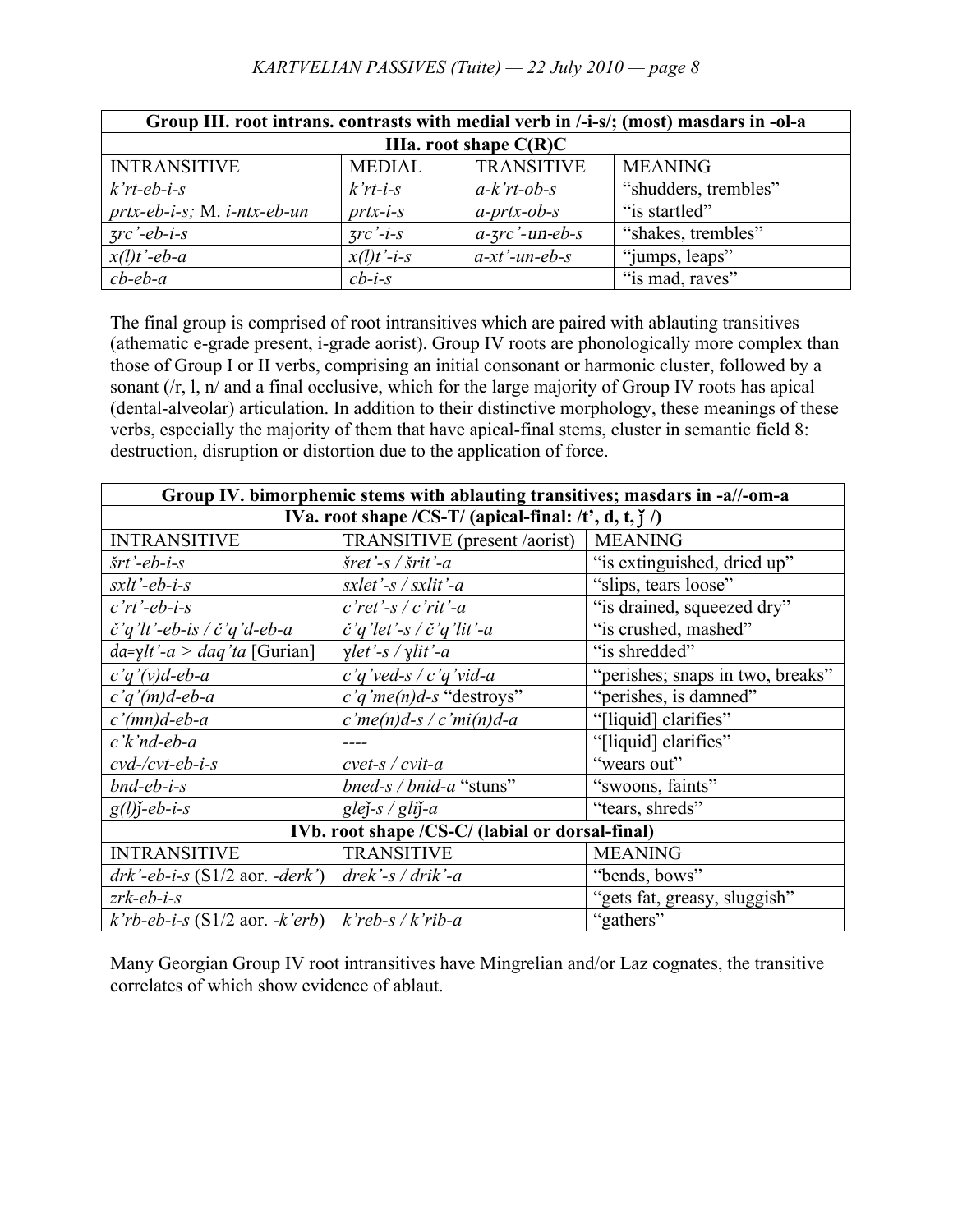| Group III. root intrans. contrasts with medial verb in /-i-s/; (most) masdars in -ol-a | | | |
|---|---|---|---|
| **IIIa. root shape C(R)C** | | | |
| INTRANSITIVE | MEDIAL | TRANSITIVE | MEANING |
| *k'rt-eb-i-s* | *k'rt-i-s* | *a-k'rt-ob-s* | "shudders, trembles" |
| *prtx-eb-i-s;* M. *i-ntx-eb-un* | *prtx-i-s* | *a-prtx-ob-s* | "is startled" |
| *ʒrc'-eb-i-s* | *ʒrc'-i-s* | *a-ʒrc'-un-eb-s* | "shakes, trembles" |
| *x(l)t'-eb-a* | *x(l)t'-i-s* | *a-xt'-un-eb-s* | "jumps, leaps" |
| *cb-eb-a* | *cb-i-s* | | "is mad, raves" |

The final group is comprised of root intransitives which are paired with ablauting transitives (athematic e-grade present, i-grade aorist). Group IV roots are phonologically more complex than those of Group I or II verbs, comprising an initial consonant or harmonic cluster, followed by a sonant (/r, l, n/ and a final occlusive, which for the large majority of Group IV roots has apical (dental-alveolar) articulation. In addition to their distinctive morphology, these meanings of these verbs, especially the majority of them that have apical-final stems, cluster in semantic field 8: destruction, disruption or distortion due to the application of force.

| Group IV. bimorphemic stems with ablauting transitives; masdars in -a//-om-a | | |
|---|---|---|
| **IVa. root shape /CS-T/ (apical-final: /t', d, t, ǯ /)** | | |
| INTRANSITIVE | TRANSITIVE (present /aorist) | MEANING |
| *šrt'-eb-i-s* | *šret'-s / šrit'-a* | "is extinguished, dried up" |
| *sxlt'-eb-i-s* | *sxlet'-s / sxlit'-a* | "slips, tears loose" |
| *c'rt'-eb-i-s* | *c'ret'-s / c'rit'-a* | "is drained, squeezed dry" |
| *č'q'lt'-eb-is / č'q'd-eb-a* | *č'q'let'-s / č'q'lit'-a* | "is crushed, mashed" |
| *da=ɣlt'-a > daq'ta* [Gurian] | *ɣlet'-s / ɣlit'-a* | "is shredded" |
| *c'q'(v)d-eb-a* | *c'q'ved-s / c'q'vid-a* | "perishes; snaps in two, breaks" |
| *c'q'(m)d-eb-a* | *c'q'me(n)d-s* "destroys" | "perishes, is damned" |
| *c'(mn)d-eb-a* | *c'me(n)d-s / c'mi(n)d-a* | "[liquid] clarifies" |
| *c'k'nd-eb-a* | ---- | "[liquid] clarifies" |
| *cvd-/cvt-eb-i-s* | *cvet-s / cvit-a* | "wears out" |
| *bnd-eb-i-s* | *bned-s / bnid-a* "stuns" | "swoons, faints" |
| *g(l)ǯ-eb-i-s* | *gleǯ-s / gliǯ-a* | "tears, shreds" |
| **IVb. root shape /CS-C/ (labial or dorsal-final)** | | |
| INTRANSITIVE | TRANSITIVE | MEANING |
| *drk'-eb-i-s* (S1/2 aor. *-derk'*) | *drek'-s / drik'-a* | "bends, bows" |
| *zrk-eb-i-s* | —— | "gets fat, greasy, sluggish" |
| *k'rb-eb-i-s* (S1/2 aor. *-k'erb*) | *k'reb-s / k'rib-a* | "gathers" |

Many Georgian Group IV root intransitives have Mingrelian and/or Laz cognates, the transitive correlates of which show evidence of ablaut.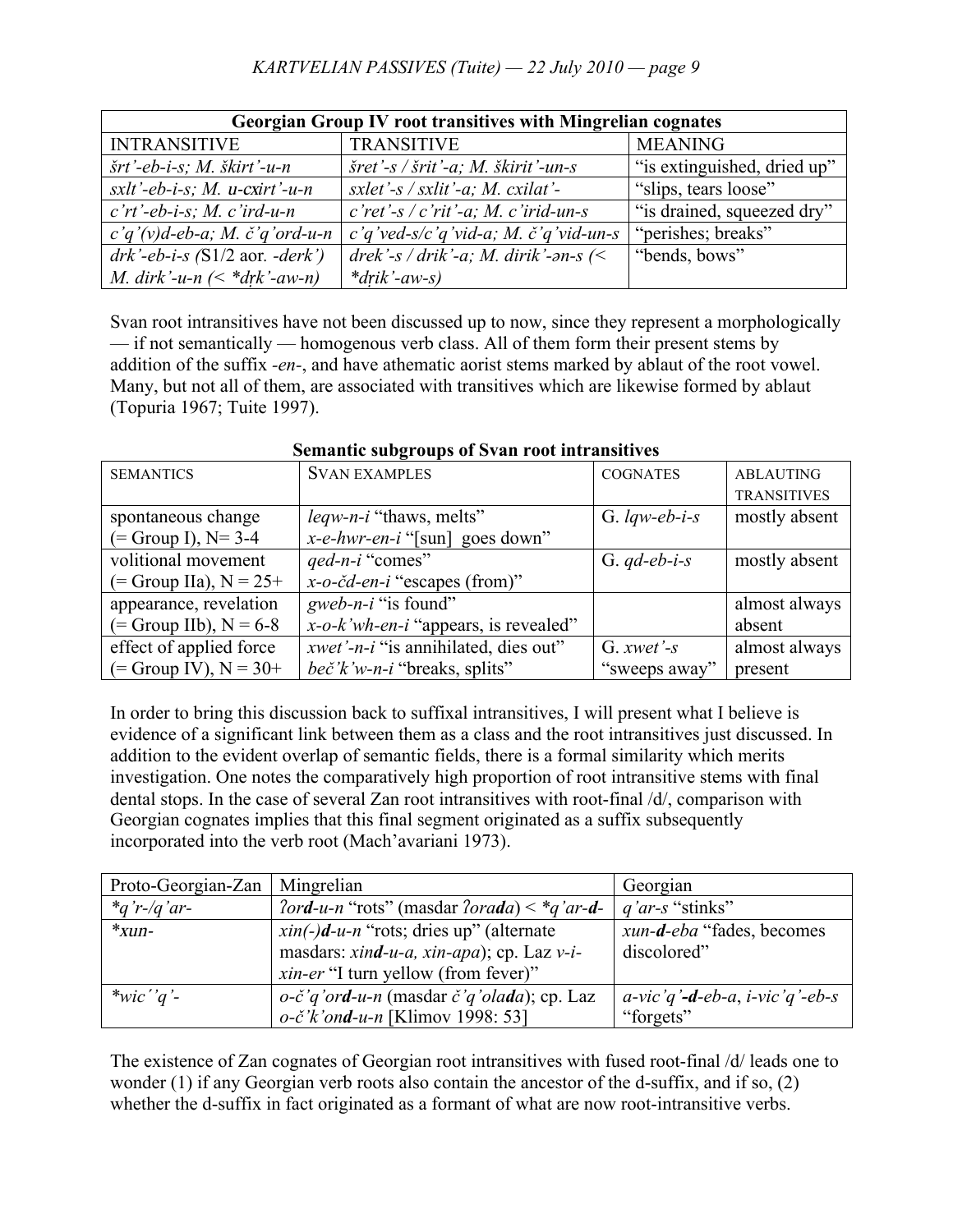| Georgian Group IV root transitives with Mingrelian cognates | | |
|---|---|---|
| INTRANSITIVE | TRANSITIVE | MEANING |
| *šrt'-eb-i-s; M. škirt'-u-n* | *šret'-s / šrit'-a; M. škirit'-un-s* | "is extinguished, dried up" |
| *sxlt'-eb-i-s; M. u-cxirt'-u-n* | *sxlet'-s / sxlit'-a; M. cxilat'-* | "slips, tears loose" |
| *c'rt'-eb-i-s; M. c'ird-u-n* | *c'ret'-s / c'rit'-a; M. c'irid-un-s* | "is drained, squeezed dry" |
| *c'q'(v)d-eb-a; M. č'q'ord-u-n* | *c'q'ved-s/c'q'vid-a; M. č'q'vid-un-s* | "perishes; breaks" |
| *drk'-eb-i-s (*S1/2 aor. *-derk')* *M. dirk'-u-n (< *dṛk'-aw-n)* | *drek'-s / drik'-a; M. dirik'-ən-s (< *dṛik'-aw-s)* | "bends, bows" |

Svan root intransitives have not been discussed up to now, since they represent a morphologically — if not semantically — homogenous verb class. All of them form their present stems by addition of the suffix *-en-*, and have athematic aorist stems marked by ablaut of the root vowel. Many, but not all of them, are associated with transitives which are likewise formed by ablaut (Topuria 1967; Tuite 1997).

**Semantic subgroups of Svan root intransitives**

| SEMANTICS | SVAN EXAMPLES | COGNATES | ABLAUTING TRANSITIVES |
|---|---|---|---|
| spontaneous change (= Group I), N= 3-4 | *leqw-n-i* "thaws, melts" *x-e-hwr-en-i* "[sun] goes down" | G. *lqw-eb-i-s* | mostly absent |
| volitional movement (= Group IIa), N = 25+ | *qed-n-i* "comes" *x-o-čd-en-i* "escapes (from)" | G. *qd-eb-i-s* | mostly absent |
| appearance, revelation (= Group IIb), N = 6-8 | *gweb-n-i* "is found" *x-o-k'wh-en-i* "appears, is revealed" | | almost always absent |
| effect of applied force (= Group IV), N = 30+ | *xwet'-n-i* "is annihilated, dies out" *bečk'w-n-i* "breaks, splits" | G. *xwet'-s* "sweeps away" | almost always present |

In order to bring this discussion back to suffixal intransitives, I will present what I believe is evidence of a significant link between them as a class and the root intransitives just discussed. In addition to the evident overlap of semantic fields, there is a formal similarity which merits investigation. One notes the comparatively high proportion of root intransitive stems with final dental stops. In the case of several Zan root intransitives with root-final /d/, comparison with Georgian cognates implies that this final segment originated as a suffix subsequently incorporated into the verb root (Mach'avariani 1973).

| Proto-Georgian-Zan | Mingrelian | Georgian |
|---|---|---|
| *\*q'r-/q'ar-* | *ʔor**d**-u-n* "rots" (masdar *ʔora**d**a*) < *\*q'ar-**d**-* | *q'ar-s* "stinks" |
| *\*xun-* | *xin(-)**d**-u-n* "rots; dries up" (alternate masdars: *xin**d**-u-a, xin-apa*); cp. Laz *v-i-xin-er* "I turn yellow (from fever)" | *xun-**d**-eba* "fades, becomes discolored" |
| *\*wic''q'-* | *o-č'q'or**d**-u-n* (masdar *č'q'ola**d**a*); cp. Laz *o-č'k'on**d**-u-n* [Klimov 1998: 53] | *a-vic'q'-**d**-eb-a*, *i-vic'q'-eb-s* "forgets" |

The existence of Zan cognates of Georgian root intransitives with fused root-final /d/ leads one to wonder (1) if any Georgian verb roots also contain the ancestor of the d-suffix, and if so, (2) whether the d-suffix in fact originated as a formant of what are now root-intransitive verbs.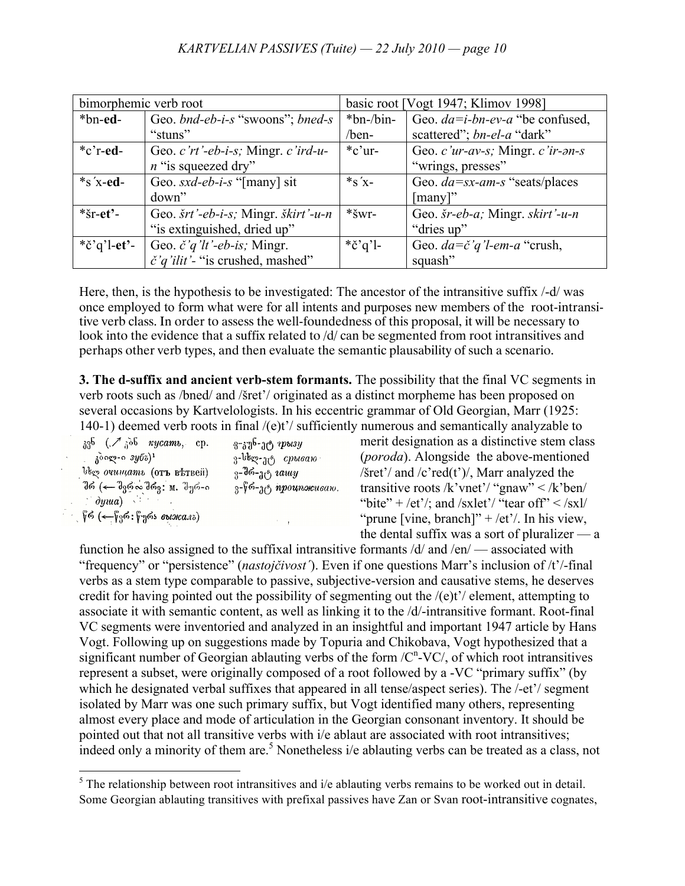| bimorphemic verb root | | basic root [Vogt 1947; Klimov 1998] | |
|---|---|---|---|
| *bn-**ed**- | Geo. *bnd-eb-i-s* "swoons"; *bned-s* "stuns" | *bn-/bin-/ben- | Geo. *da=i-bn-ev-a* "be confused, scattered"; *bn-el-a* "dark" |
| *c'r-**ed**- | Geo. *c'rt'-eb-i-s;* Mingr. *c'ird-u-n* "is squeezed dry" | *c'ur- | Geo. *c'ur-av-s;* Mingr. *c'ir-ən-s* "wrings, presses" |
| *s´x-**ed**- | Geo. *sxd-eb-i-s* "[many] sit down" | *s´x- | Geo. *da=sx-am-s* "seats/places [many]" |
| *šr-**et'**- | Geo. *šrt'-eb-i-s;* Mingr. *škirt'-u-n* "is extinguished, dried up" | *šwr- | Geo. *šr-eb-a;* Mingr. *skirt'-u-n* "dries up" |
| *č'q'l-**et'**- | Geo. *č'q'lt'-eb-is;* Mingr. *č'q'ilit'-* "is crushed, mashed" | *č'q'l- | Geo. *da=č'q'l-em-a* "crush, squash" |

Here, then, is the hypothesis to be investigated: The ancestor of the intransitive suffix /-d/ was once employed to form what were for all intents and purposes new members of the root-intransitive verb class. In order to assess the well-foundedness of this proposal, it will be necessary to look into the evidence that a suffix related to /d/ can be segmented from root intransitives and perhaps other verb types, and then evaluate the semantic plausability of such a scenario.

**3. The d-suffix and ancient verb-stem formants.** The possibility that the final VC segments in verb roots such as /bned/ and /šret'/ originated as a distinct morpheme has been proposed on several occasions by Kartvelologists. In his eccentric grammar of Old Georgian, Marr (1925: 140-1) deemed verb roots in final /(e)t'/ sufficiently numerous and semantically analyzable to merit designation as a distinctive stem class (*poroda*). Alongside the above-mentioned /šret'/ and /c'red(t')/, Marr analyzed the transitive roots /k'vnet'/ "gnaw" < /k'ben/ "bite" + /et'/; and /sxlet'/ "tear off" < /sxl/ "prune [vine, branch]" + /et'/. In his view, the dental suffix was a sort of pluralizer — a function he also assigned to the suffixal intransitive formants /d/ and /en/ — associated with "frequency" or "persistence" (*nastojčivost´*).

| | |
|---|---|
| კვნ (↗ კბნ *кусать*, ср. კბილ-ი *зубъ*)[1] | ვ-კვნ-ეტ *грызу* |
| სხლ *очищать* (отъ вѣтвей) | ვ-სხლ-ეტ *срываю* |
| შრ (← შერ∞შრე: м. შურ-ი *душа*) | ვ-შრ-ეტ *гашу* |
| წრ (←წერ: წურა *выжалъ*) | ვ-წრ-ეტ *процѣживаю.* |

Even if one questions Marr's inclusion of /t'/-final verbs as a stem type comparable to passive, subjective-version and causative stems, he deserves credit for having pointed out the possibility of segmenting out the /(e)t'/ element, attempting to associate it with semantic content, as well as linking it to the /d/-intransitive formant. Root-final VC segments were inventoried and analyzed in an insightful and important 1947 article by Hans Vogt. Following up on suggestions made by Topuria and Chikobava, Vogt hypothesized that a significant number of Georgian ablauting verbs of the form /$C^n$-VC/, of which root intransitives represent a subset, were originally composed of a root followed by a -VC "primary suffix" (by which he designated verbal suffixes that appeared in all tense/aspect series). The /-et'/ segment isolated by Marr was one such primary suffix, but Vogt identified many others, representing almost every place and mode of articulation in the Georgian consonant inventory. It should be pointed out that not all transitive verbs with i/e ablaut are associated with root intransitives; indeed only a minority of them are.[5] Nonetheless i/e ablauting verbs can be treated as a class, not

[5] The relationship between root intransitives and i/e ablauting verbs remains to be worked out in detail. Some Georgian ablauting transitives with prefixal passives have Zan or Svan root-intransitive cognates,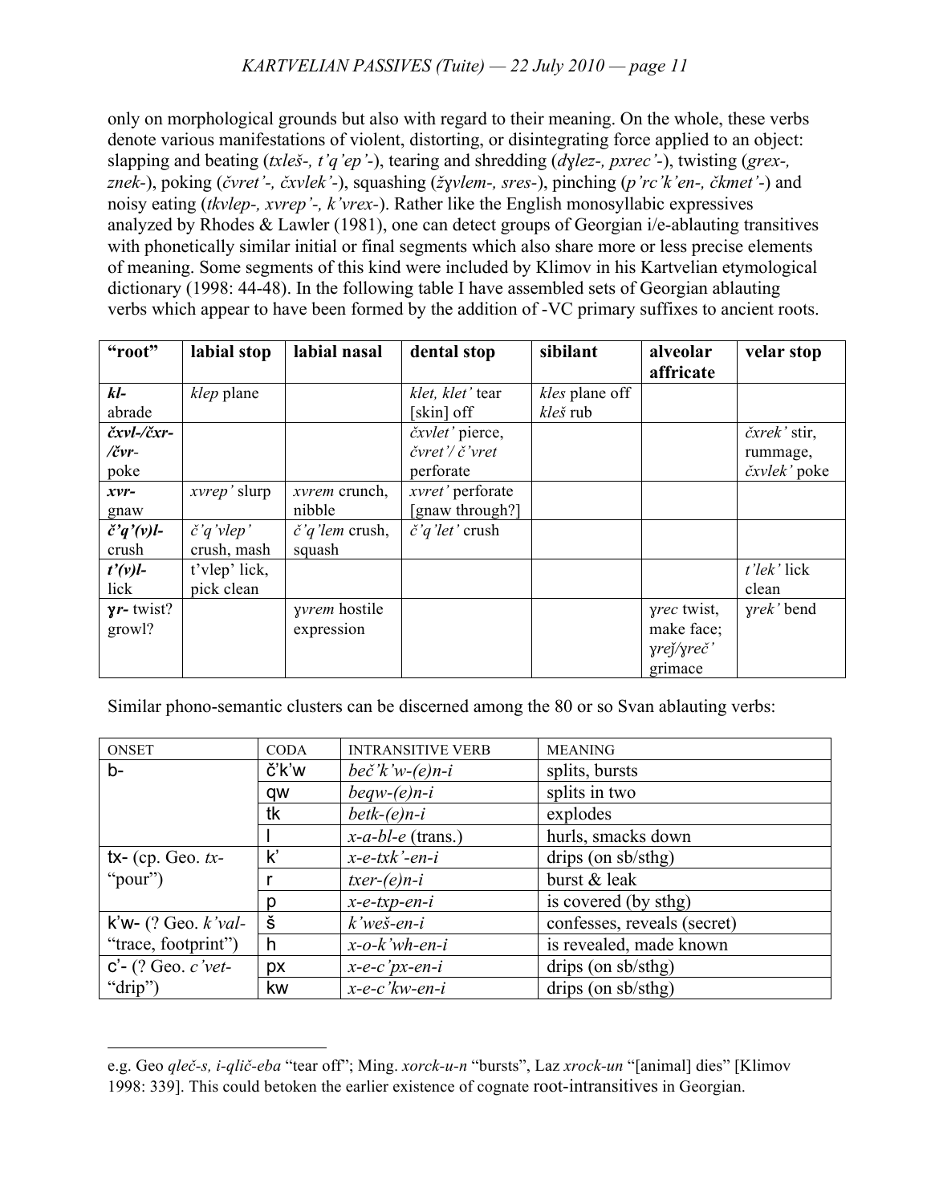only on morphological grounds but also with regard to their meaning. On the whole, these verbs denote various manifestations of violent, distorting, or disintegrating force applied to an object: slapping and beating (*txleš-, t'q'ep'-*), tearing and shredding (*dɣlez-, pxrec'-*), twisting (*grex-, znek-*), poking (*čvret'-, čxvlek'-*), squashing (*žɣvlem-, sres-*), pinching (*p'rc'k'en-, čkmet'-*) and noisy eating (*tkvlep-, xvrep'-, k'vrex-*). Rather like the English monosyllabic expressives analyzed by Rhodes & Lawler (1981), one can detect groups of Georgian i/e-ablauting transitives with phonetically similar initial or final segments which also share more or less precise elements of meaning. Some segments of this kind were included by Klimov in his Kartvelian etymological dictionary (1998: 44-48). In the following table I have assembled sets of Georgian ablauting verbs which appear to have been formed by the addition of -VC primary suffixes to ancient roots.

| **"root"** | **labial stop** | **labial nasal** | **dental stop** | **sibilant** | **alveolar affricate** | **velar stop** |
|---|---|---|---|---|---|---|
| ***kl-*** abrade | *klep* plane | | *klet, klet'* tear [skin] off | *kles* plane off *kleš* rub | | |
| ***čxvl-/čxr-/čvr-*** poke | | | *čxvlet'* pierce, *čvret'/ č'vret* perforate | | | *čxrek'* stir, rummage, *čxvlek'* poke |
| ***xvr-*** gnaw | *xvrep'* slurp | *xvrem* crunch, nibble | *xvret'* perforate [gnaw through?] | | | |
| ***č'q'(v)l-*** crush | *č'q'vlep'* crush, mash | *č'q'lem* crush, squash | *č'q'let'* crush | | | |
| ***t'(v)l-*** lick | t'vlep' lick, pick clean | | | | | *t'lek'* lick clean |
| ***ɣr-*** twist? growl? | | *ɣvrem* hostile expression | | | *ɣrec* twist, make face; *ɣreǯ/ɣreč'* grimace | *ɣrek'* bend |

Similar phono-semantic clusters can be discerned among the 80 or so Svan ablauting verbs:

| ONSET | CODA | INTRANSITIVE VERB | MEANING |
|---|---|---|---|
| b- | č'k'w | *beč'k'w-(e)n-i* | splits, bursts |
| | qw | *beqw-(e)n-i* | splits in two |
| | tk | *betk-(e)n-i* | explodes |
| | l | *x-a-bl-e* (trans.) | hurls, smacks down |
| tx- (cp. Geo. *tx-* "pour") | k' | *x-e-txk'-en-i* | drips (on sb/sthg) |
| | r | *txer-(e)n-i* | burst & leak |
| | p | *x-e-txp-en-i* | is covered (by sthg) |
| k'w- (? Geo. *k'val-* "trace, footprint") | š | *k'weš-en-i* | confesses, reveals (secret) |
| | h | *x-o-k'wh-en-i* | is revealed, made known |
| c'- (? Geo. *c'vet-* "drip") | px | *x-e-c'px-en-i* | drips (on sb/sthg) |
| | kw | *x-e-c'kw-en-i* | drips (on sb/sthg) |

---

e.g. Geo *qleč-s, i-qlič-eba* "tear off"; Ming. *xorck-u-n* "bursts", Laz *xrock-un* "[animal] dies" [Klimov 1998: 339]. This could betoken the earlier existence of cognate root-intransitives in Georgian.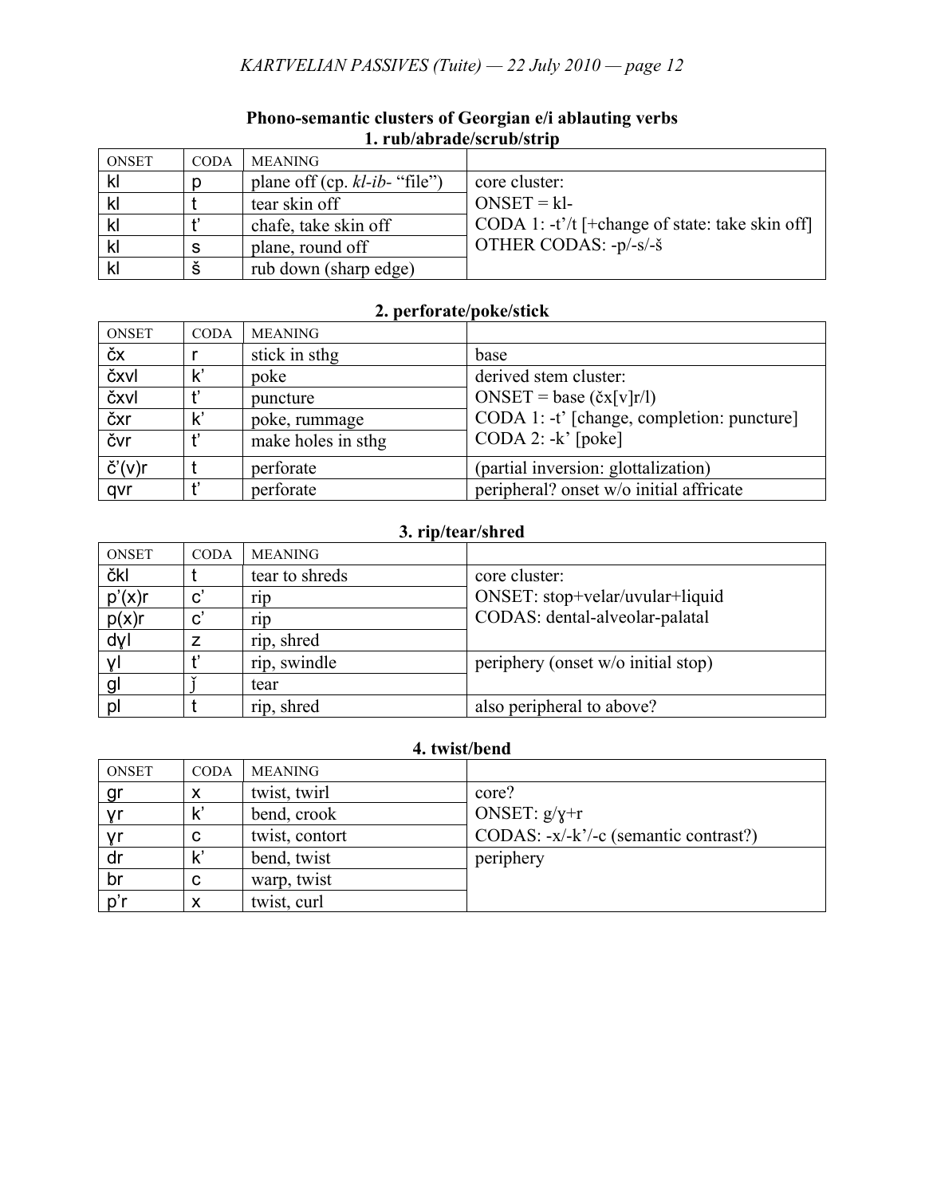**Phono-semantic clusters of Georgian e/i ablauting verbs**

### 1. rub/abrade/scrub/strip

| ONSET | CODA | MEANING | |
|---|---|---|---|
| kl | p | plane off (cp. *kl-ib-* "file") | core cluster: ONSET = kl- CODA 1: -t'/t [+change of state: take skin off] OTHER CODAS: -p/-s/-š |
| kl | t | tear skin off | |
| kl | t' | chafe, take skin off | |
| kl | s | plane, round off | |
| kl | š | rub down (sharp edge) | |

### 2. perforate/poke/stick

| ONSET | CODA | MEANING | |
|---|---|---|---|
| čx | r | stick in sthg | base |
| čxvl | k' | poke | derived stem cluster: ONSET = base (čx[v]r/l) CODA 1: -t' [change, completion: puncture] CODA 2: -k' [poke] |
| čxvl | t' | puncture | |
| čxr | k' | poke, rummage | |
| čvr | t' | make holes in sthg | |
| č'(v)r | t | perforate | (partial inversion: glottalization) |
| qvr | t' | perforate | peripheral? onset w/o initial affricate |

### 3. rip/tear/shred

| ONSET | CODA | MEANING | |
|---|---|---|---|
| čkl | t | tear to shreds | core cluster: ONSET: stop+velar/uvular+liquid CODAS: dental-alveolar-palatal |
| p'(x)r | c' | rip | |
| p(x)r | c' | rip | |
| dɣl | z | rip, shred | |
| ɣl | t' | rip, swindle | periphery (onset w/o initial stop) |
| gl | ǰ | tear | |
| pl | t | rip, shred | also peripheral to above? |

### 4. twist/bend

| ONSET | CODA | MEANING | |
|---|---|---|---|
| gr | x | twist, twirl | core? ONSET: g/ɣ+r CODAS: -x/-k'/-c (semantic contrast?) |
| ɣr | k' | bend, crook | |
| ɣr | c | twist, contort | |
| dr | k' | bend, twist | periphery |
| br | c | warp, twist | |
| p'r | x | twist, curl | |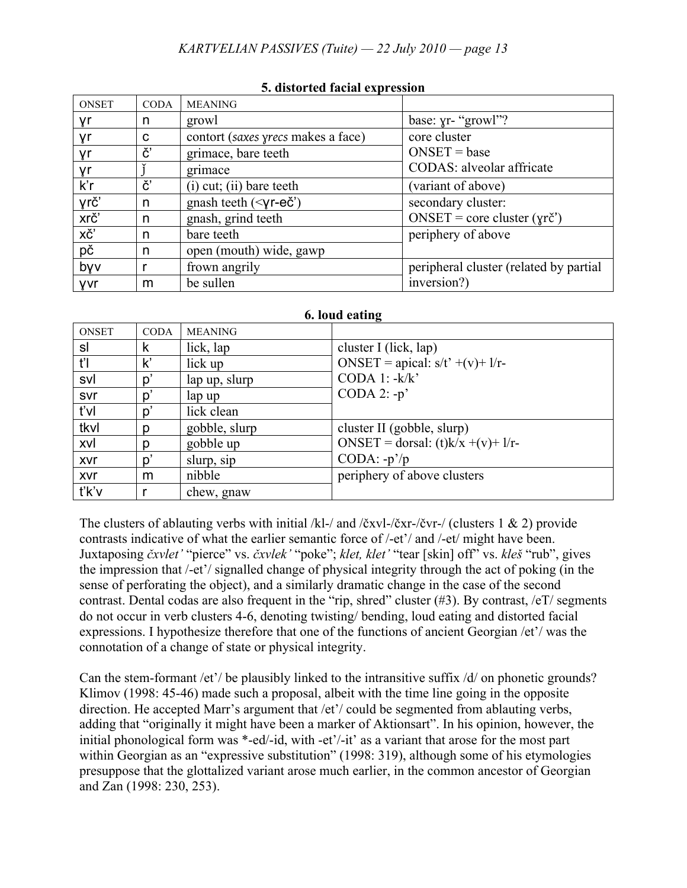**5. distorted facial expression**

| ONSET | CODA | MEANING | |
|---|---|---|---|
| ɣr | n | growl | base: ɣr- "growl"? |
| ɣr | c | contort (*saxes ɣrecs* makes a face) | core cluster<br>ONSET = base<br>CODAS: alveolar affricate |
| ɣr | č' | grimace, bare teeth | |
| ɣr | ǯ | grimace | |
| k'r | č' | (i) cut; (ii) bare teeth | (variant of above) |
| ɣrč' | n | gnash teeth (<ɣr-eč') | secondary cluster:<br>ONSET = core cluster (ɣrč') |
| xrč' | n | gnash, grind teeth | |
| xč' | n | bare teeth | periphery of above |
| pč | n | open (mouth) wide, gawp | |
| bɣv | r | frown angrily | peripheral cluster (related by partial inversion?) |
| ɣvr | m | be sullen | |

**6. loud eating**

| ONSET | CODA | MEANING | |
|---|---|---|---|
| sl | k | lick, lap | cluster I (lick, lap)<br>ONSET = apical: s/t' +(v)+ l/r-<br>CODA 1: -k/k'<br>CODA 2: -p' |
| t'l | k' | lick up | |
| svl | p' | lap up, slurp | |
| svr | p' | lap up | |
| t'vl | p' | lick clean | |
| tkvl | p | gobble, slurp | cluster II (gobble, slurp)<br>ONSET = dorsal: (t)k/x +(v)+ l/r-<br>CODA: -p'/p |
| xvl | p | gobble up | |
| xvr | p' | slurp, sip | |
| xvr | m | nibble | periphery of above clusters |
| t'k'v | r | chew, gnaw | |

The clusters of ablauting verbs with initial /kl-/ and /čxvl-/čxr-/čvr-/ (clusters 1 & 2) provide contrasts indicative of what the earlier semantic force of /-et'/ and /-et/ might have been. Juxtaposing *čxvlet'* "pierce" vs. *čxvlek'* "poke"; *klet, klet'* "tear [skin] off" vs. *kleš* "rub", gives the impression that /-et'/ signalled change of physical integrity through the act of poking (in the sense of perforating the object), and a similarly dramatic change in the case of the second contrast. Dental codas are also frequent in the "rip, shred" cluster (#3). By contrast, /eT/ segments do not occur in verb clusters 4-6, denoting twisting/ bending, loud eating and distorted facial expressions. I hypothesize therefore that one of the functions of ancient Georgian /et'/ was the connotation of a change of state or physical integrity.

Can the stem-formant /et'/ be plausibly linked to the intransitive suffix /d/ on phonetic grounds? Klimov (1998: 45-46) made such a proposal, albeit with the time line going in the opposite direction. He accepted Marr's argument that /et'/ could be segmented from ablauting verbs, adding that "originally it might have been a marker of Aktionsart". In his opinion, however, the initial phonological form was *-ed/-id, with -et'/-it' as a variant that arose for the most part within Georgian as an "expressive substitution" (1998: 319), although some of his etymologies presuppose that the glottalized variant arose much earlier, in the common ancestor of Georgian and Zan (1998: 230, 253).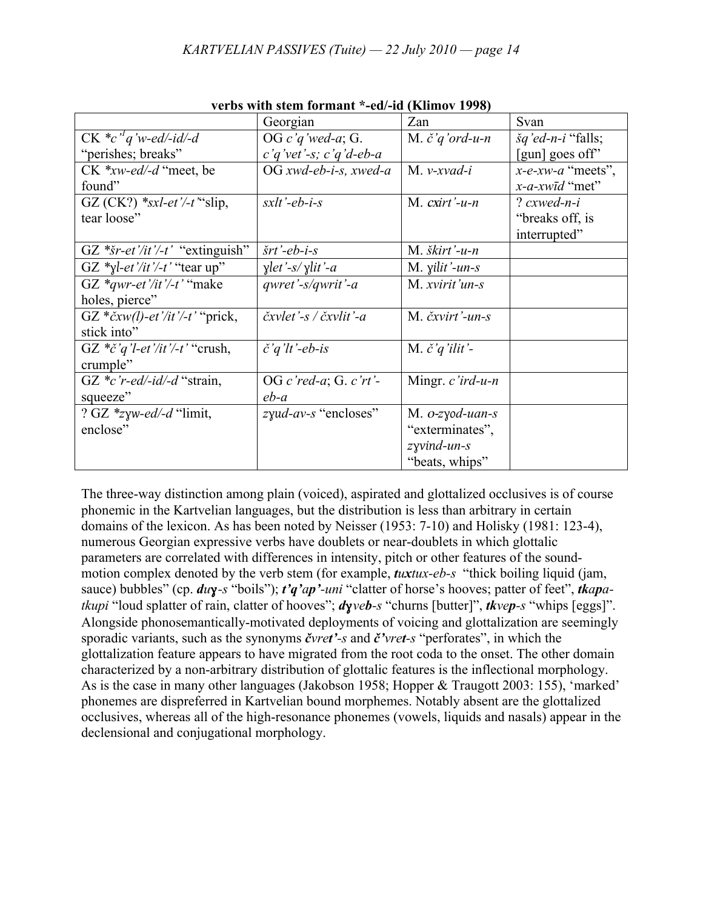**verbs with stem formant *-ed/-id (Klimov 1998)**

| | Georgian | Zan | Svan |
|---|---|---|---|
| CK *c'[1]q'w-ed/-id/-d "perishes; breaks" | OG *c'q'wed-a*; G. *c'q'vet'-s; c'q'd-eb-a* | M. *č'q'ord-u-n* | *šq'ed-n-i* "falls; [gun] goes off" |
| CK *xw-ed/-d* "meet, be found" | OG *xwd-eb-i-s, xwed-a* | M. *v-xvad-i* | *x-e-xw-a* "meets", *x-a-xwīd* "met" |
| GZ (CK?) *sxl-et'/-t'* "slip, tear loose" | *sxlt'-eb-i-s* | M. *cxirt'-u-n* | ? *cxwed-n-i* "breaks off, is interrupted" |
| GZ *šr-et'/it'/-t'* "extinguish" | *šrt'-eb-i-s* | M. *škirt'-u-n* | |
| GZ *ɣl-et'/it'/-t'* "tear up" | *ɣlet'-s/ ɣlit'-a* | M. *ɣilit'-un-s* | |
| GZ *qwr-et'/it'/-t'* "make holes, pierce" | *qwret'-s/qwrit'-a* | M. *xvirit'un-s* | |
| GZ *čxw(l)-et'/it'/-t'* "prick, stick into" | *čxvlet'-s / čxvlit'-a* | M. *čxvirt'-un-s* | |
| GZ *č'q'l-et'/it'/-t'* "crush, crumple" | *č'q'lt'-eb-is* | M. *č'q'ilit'-* | |
| GZ *c'r-ed/-id/-d* "strain, squeeze" | OG *c'red-a*; G. *c'rt'-eb-a* | Mingr. *c'ird-u-n* | |
| ? GZ *zɣw-ed/-d* "limit, enclose" | *zɣud-av-s* "encloses" | M. *o-zɣod-uan-s* "exterminates", *zɣvind-un-s* "beats, whips" | |

The three-way distinction among plain (voiced), aspirated and glottalized occlusives is of course phonemic in the Kartvelian languages, but the distribution is less than arbitrary in certain domains of the lexicon. As has been noted by Neisser (1953: 7-10) and Holisky (1981: 123-4), numerous Georgian expressive verbs have doublets or near-doublets in which glottalic parameters are correlated with differences in intensity, pitch or other features of the sound-motion complex denoted by the verb stem (for example, ***t**u**x**t**u**x-eb-s* "thick boiling liquid (jam, sauce) bubbles" (cp. ***d**u**ɣ**-s* "boils"); ***t'**q'a**p'**-uni* "clatter of horse's hooves; patter of feet", ***tk**a**p**a-**tk**u**p**i* "loud splatter of rain, clatter of hooves"; ***dɣ**ve**b**-s* "churns [butter]", ***tk**ve**p**-s* "whips [eggs]". Alongside phonosemantically-motivated deployments of voicing and glottalization are seemingly sporadic variants, such as the synonyms ***č**vre**t'**-s* and ***č'**vre**t**-s* "perforates", in which the glottalization feature appears to have migrated from the root coda to the onset. The other domain characterized by a non-arbitrary distribution of glottalic features is the inflectional morphology. As is the case in many other languages (Jakobson 1958; Hopper & Traugott 2003: 155), 'marked' phonemes are dispreferred in Kartvelian bound morphemes. Notably absent are the glottalized occlusives, whereas all of the high-resonance phonemes (vowels, liquids and nasals) appear in the declensional and conjugational morphology.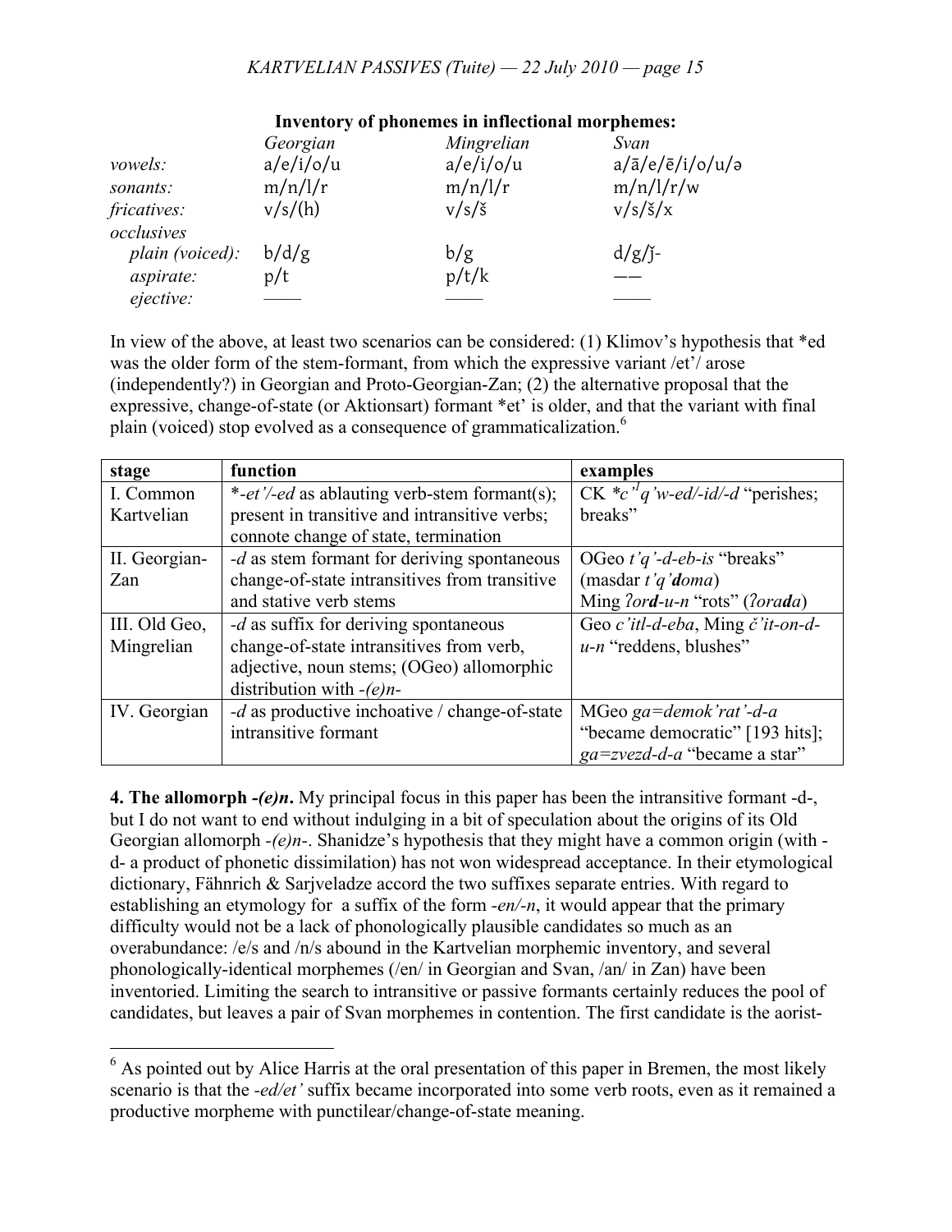**Inventory of phonemes in inflectional morphemes:**

| | *Georgian* | *Mingrelian* | *Svan* |
|---|---|---|---|
| *vowels:* | a/e/i/o/u | a/e/i/o/u | a/ā/e/ē/i/o/u/ə |
| *sonants:* | m/n/l/r | m/n/l/r | m/n/l/r/w |
| *fricatives:* | v/s/(h) | v/s/š | v/s/š/x |
| *occlusives* | | | |
| *plain (voiced):* | b/d/g | b/g | d/g/ǯ- |
| *aspirate:* | p/t | p/t/k | —— |
| *ejective:* | —— | —— | —— |

In view of the above, at least two scenarios can be considered: (1) Klimov's hypothesis that *ed was the older form of the stem-formant, from which the expressive variant /et'/ arose (independently?) in Georgian and Proto-Georgian-Zan; (2) the alternative proposal that the expressive, change-of-state (or Aktionsart) formant *et' is older, and that the variant with final plain (voiced) stop evolved as a consequence of grammaticalization.[6]

| stage | function | examples |
|---|---|---|
| I. Common Kartvelian | *-et'/-ed* as ablauting verb-stem formant(s); present in transitive and intransitive verbs; connote change of state, termination | CK *c'ʹq'w-ed/-id/-d* "perishes; breaks" |
| II. Georgian-Zan | *-d* as stem formant for deriving spontaneous change-of-state intransitives from transitive and stative verb stems | OGeo *t'q'-d-eb-is* "breaks" (masdar *t'q'**d**oma*) Ming *ʔor**d**-u-n* "rots" (*ʔora**d**a*) |
| III. Old Geo, Mingrelian | *-d* as suffix for deriving spontaneous change-of-state intransitives from verb, adjective, noun stems; (OGeo) allomorphic distribution with *-(e)n-* | Geo *c'itl-d-eba*, Ming *č'it-on-d-u-n* "reddens, blushes" |
| IV. Georgian | *-d* as productive inchoative / change-of-state intransitive formant | MGeo *ga=demok'rat'-d-a* "became democratic" [193 hits]; *ga=zvezd-d-a* "became a star" |

**4. The allomorph *-(e)n*.** My principal focus in this paper has been the intransitive formant -d-, but I do not want to end without indulging in a bit of speculation about the origins of its Old Georgian allomorph *-(e)n-*. Shanidze's hypothesis that they might have a common origin (with -d- a product of phonetic dissimilation) has not won widespread acceptance. In their etymological dictionary, Fähnrich & Sarjveladze accord the two suffixes separate entries. With regard to establishing an etymology for a suffix of the form *-en/-n*, it would appear that the primary difficulty would not be a lack of phonologically plausible candidates so much as an overabundance: /e/s and /n/s abound in the Kartvelian morphemic inventory, and several phonologically-identical morphemes (/en/ in Georgian and Svan, /an/ in Zan) have been inventoried. Limiting the search to intransitive or passive formants certainly reduces the pool of candidates, but leaves a pair of Svan morphemes in contention. The first candidate is the aorist-

[6] As pointed out by Alice Harris at the oral presentation of this paper in Bremen, the most likely scenario is that the *-ed/et'* suffix became incorporated into some verb roots, even as it remained a productive morpheme with punctilear/change-of-state meaning.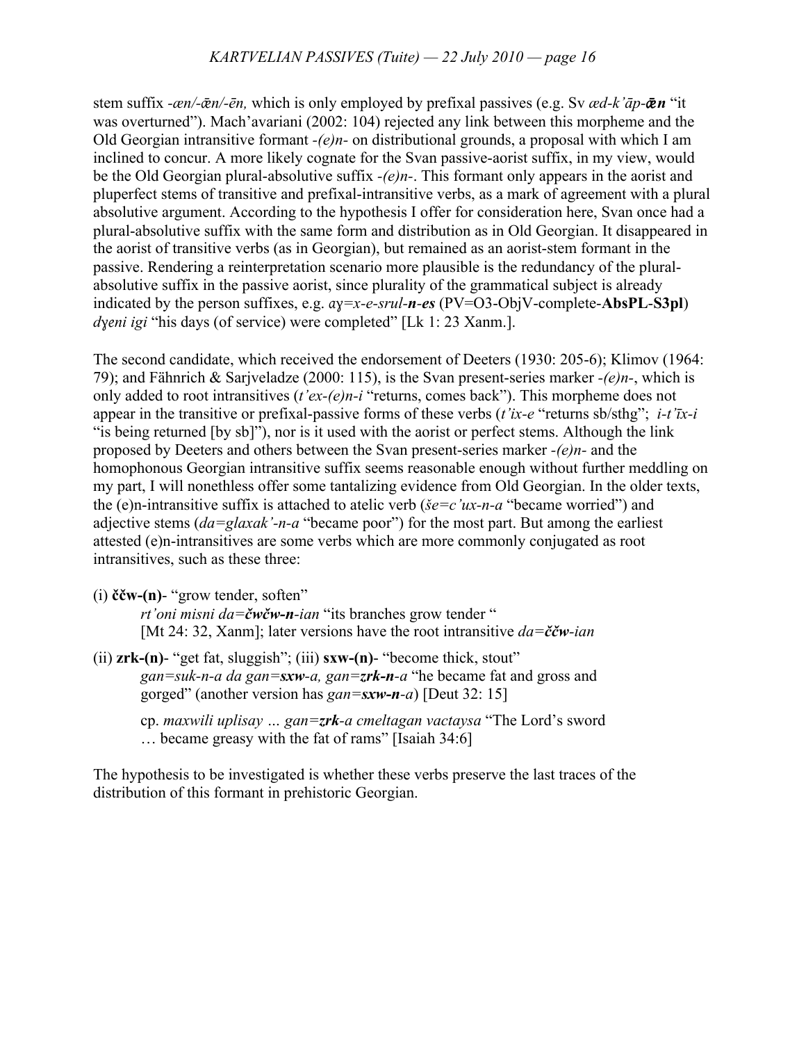stem suffix *-æn/-ǣn/-ēn,* which is only employed by prefixal passives (e.g. Sv *æd-k'āp-**ǣn*** "it was overturned"). Mach'avariani (2002: 104) rejected any link between this morpheme and the Old Georgian intransitive formant *-(e)n-* on distributional grounds, a proposal with which I am inclined to concur. A more likely cognate for the Svan passive-aorist suffix, in my view, would be the Old Georgian plural-absolutive suffix *-(e)n-*. This formant only appears in the aorist and pluperfect stems of transitive and prefixal-intransitive verbs, as a mark of agreement with a plural absolutive argument. According to the hypothesis I offer for consideration here, Svan once had a plural-absolutive suffix with the same form and distribution as in Old Georgian. It disappeared in the aorist of transitive verbs (as in Georgian), but remained as an aorist-stem formant in the passive. Rendering a reinterpretation scenario more plausible is the redundancy of the plural-absolutive suffix in the passive aorist, since plurality of the grammatical subject is already indicated by the person suffixes, e.g. *aɣ=x-e-srul-**n-es*** (PV=O3-ObjV-complete-**AbsPL**-**S3pl**) *dɣeni igi* "his days (of service) were completed" [Lk 1: 23 Xanm.].

The second candidate, which received the endorsement of Deeters (1930: 205-6); Klimov (1964: 79); and Fähnrich & Sarjveladze (2000: 115), is the Svan present-series marker *-(e)n-*, which is only added to root intransitives (*t'ex-(e)n-i* "returns, comes back"). This morpheme does not appear in the transitive or prefixal-passive forms of these verbs (*t'ix-e* "returns sb/sthg"; *i-t'īx-i* "is being returned [by sb]"), nor is it used with the aorist or perfect stems. Although the link proposed by Deeters and others between the Svan present-series marker *-(e)n-* and the homophonous Georgian intransitive suffix seems reasonable enough without further meddling on my part, I will nonethless offer some tantalizing evidence from Old Georgian. In the older texts, the (e)n-intransitive suffix is attached to atelic verb (*še=c'ux-n-a* "became worried") and adjective stems (*da=glaxak'-n-a* "became poor") for the most part. But among the earliest attested (e)n-intransitives are some verbs which are more commonly conjugated as root intransitives, such as these three:

(i) **ččw-(n)**- "grow tender, soften"

*rt'oni misni da=**čwčw-n**-ian* "its branches grow tender "
[Mt 24: 32, Xanm]; later versions have the root intransitive *da=**ččw**-ian*

(ii) **zrk-(n)**- "get fat, sluggish"; (iii) **sxw-(n)**- "become thick, stout"

*gan=suk-n-a da gan=**sxw**-a, gan=**zrk-n**-a* "he became fat and gross and gorged" (another version has *gan=**sxw-n**-a*) [Deut 32: 15]

cp. *maxwili uplisay … gan=**zrk**-a cmeltagan vactaysa* "The Lord's sword … became greasy with the fat of rams" [Isaiah 34:6]

The hypothesis to be investigated is whether these verbs preserve the last traces of the distribution of this formant in prehistoric Georgian.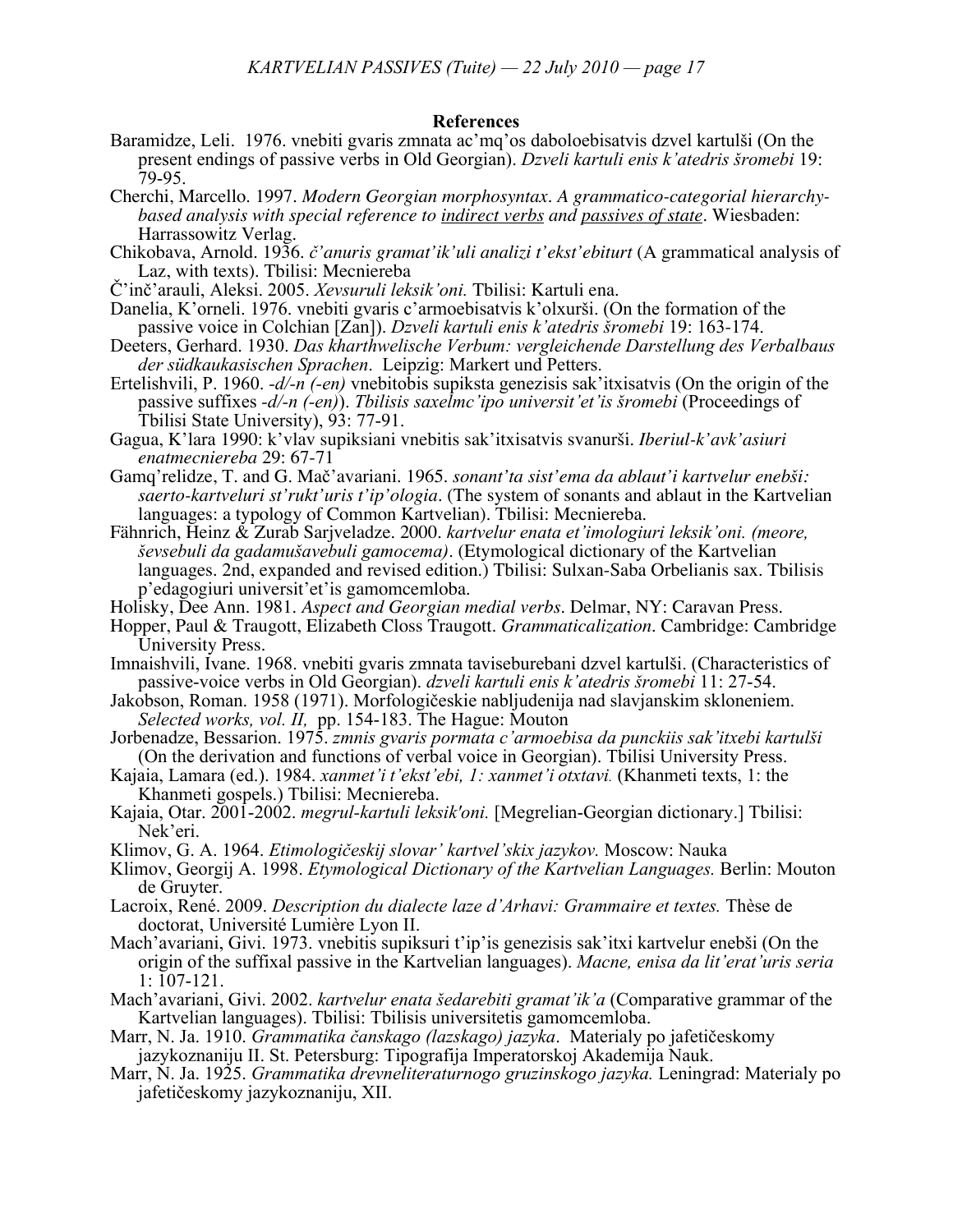## References

Baramidze, Leli. 1976. vnebiti gvaris zmnata ac'mq'os daboloebisatvis dzvel kartulši (On the present endings of passive verbs in Old Georgian). *Dzveli kartuli enis k'atedris šromebi* 19: 79-95.

Cherchi, Marcello. 1997. *Modern Georgian morphosyntax. A grammatico-categorial hierarchy-based analysis with special reference to indirect verbs and passives of state*. Wiesbaden: Harrassowitz Verlag.

Chikobava, Arnold. 1936. *č'anuris gramat'ik'uli analizi t'ekst'ebiturt* (A grammatical analysis of Laz, with texts). Tbilisi: Mecniereba

Č'inč'arauli, Aleksi. 2005. *Xevsuruli leksik'oni.* Tbilisi: Kartuli ena.

Danelia, K'orneli. 1976. vnebiti gvaris c'armoebisatvis k'olxurši. (On the formation of the passive voice in Colchian [Zan]). *Dzveli kartuli enis k'atedris šromebi* 19: 163-174.

Deeters, Gerhard. 1930. *Das kharthwelische Verbum: vergleichende Darstellung des Verbalbaus der südkaukasischen Sprachen*. Leipzig: Markert und Petters.

Ertelishvili, P. 1960. *-d/-n (-en)* vnebitobis supiksta genezisis sak'itxisatvis (On the origin of the passive suffixes *-d/-n (-en)*). *Tbilisis saxelmc'ipo universit'et'is šromebi* (Proceedings of Tbilisi State University), 93: 77-91.

Gagua, K'lara 1990: k'vlav supiksiani vnebitis sak'itxisatvis svanurši. *Iberiul-k'avk'asiuri enatmecniereba* 29: 67-71

Gamq'relidze, T. and G. Mač'avariani. 1965. *sonant'ta sist'ema da ablaut'i kartvelur enebši: saerto-kartveluri st'rukt'uris t'ip'ologia*. (The system of sonants and ablaut in the Kartvelian languages: a typology of Common Kartvelian). Tbilisi: Mecniereba.

Fähnrich, Heinz & Zurab Sarjveladze. 2000. *kartvelur enata et'imologiuri leksik'oni. (meore, ševsebuli da gadamušavebuli gamocema)*. (Etymological dictionary of the Kartvelian languages. 2nd, expanded and revised edition.) Tbilisi: Sulxan-Saba Orbelianis sax. Tbilisis p'edagogiuri universit'et'is gamomcemloba.

Holisky, Dee Ann. 1981. *Aspect and Georgian medial verbs*. Delmar, NY: Caravan Press.

Hopper, Paul & Traugott, Elizabeth Closs Traugott. *Grammaticalization*. Cambridge: Cambridge University Press.

Imnaishvili, Ivane. 1968. vnebiti gvaris zmnata taviseburebani dzvel kartulši. (Characteristics of passive-voice verbs in Old Georgian). *dzveli kartuli enis k'atedris šromebi* 11: 27-54.

Jakobson, Roman. 1958 (1971). Morfologičeskie nabljudenija nad slavjanskim skloneniem. *Selected works, vol. II,* pp. 154-183. The Hague: Mouton

Jorbenadze, Bessarion. 1975. *zmnis gvaris pormata c'armoebisa da punckiis sak'itxebi kartulši* (On the derivation and functions of verbal voice in Georgian). Tbilisi University Press.

Kajaia, Lamara (ed.). 1984. *xanmet'i t'ekst'ebi, 1: xanmet'i otxtavi.* (Khanmeti texts, 1: the Khanmeti gospels.) Tbilisi: Mecniereba.

Kajaia, Otar. 2001-2002. *megrul-kartuli leksik'oni.* [Megrelian-Georgian dictionary.] Tbilisi: Nek'eri.

Klimov, G. A. 1964. *Etimologičeskij slovar' kartvel'skix jazykov.* Moscow: Nauka

Klimov, Georgij A. 1998. *Etymological Dictionary of the Kartvelian Languages.* Berlin: Mouton de Gruyter.

Lacroix, René. 2009. *Description du dialecte laze d'Arhavi: Grammaire et textes.* Thèse de doctorat, Université Lumière Lyon II.

Mach'avariani, Givi. 1973. vnebitis supiksuri t'ip'is genezisis sak'itxi kartvelur enebši (On the origin of the suffixal passive in the Kartvelian languages). *Macne, enisa da lit'erat'uris seria* 1: 107-121.

Mach'avariani, Givi. 2002. *kartvelur enata šedarebiti gramat'ik'a* (Comparative grammar of the Kartvelian languages). Tbilisi: Tbilisis universitetis gamomcemloba.

Marr, N. Ja. 1910. *Grammatika čanskago (lazskago) jazyka*. Materialy po jafetičeskomy jazykoznaniju II. St. Petersburg: Tipografija Imperatorskoj Akademija Nauk.

Marr, N. Ja. 1925. *Grammatika drevneliteraturnogo gruzinskogo jazyka.* Leningrad: Materialy po jafetičeskomy jazykoznaniju, XII.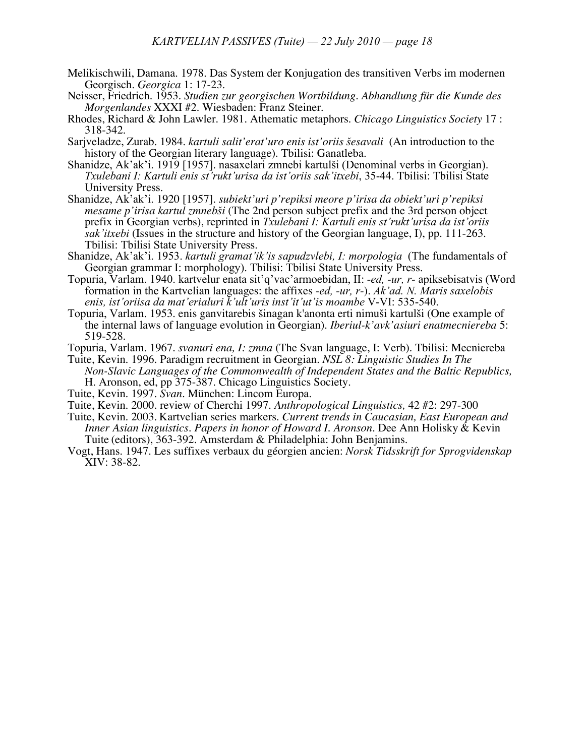Melikischwili, Damana. 1978. Das System der Konjugation des transitiven Verbs im modernen Georgisch. *Georgica* 1: 17-23.

Neisser, Friedrich. 1953. *Studien zur georgischen Wortbildung*. *Abhandlung für die Kunde des Morgenlandes* XXXI #2. Wiesbaden: Franz Steiner.

Rhodes, Richard & John Lawler. 1981. Athematic metaphors. *Chicago Linguistics Society* 17 : 318-342.

Sarjveladze, Zurab. 1984. *kartuli salit'erat'uro enis ist'oriis šesavali* (An introduction to the history of the Georgian literary language). Tbilisi: Ganatleba.

Shanidze, Ak'ak'i. 1919 [1957]. nasaxelari zmnebi kartulši (Denominal verbs in Georgian). *Txulebani I: Kartuli enis st'rukt'urisa da ist'oriis sak'itxebi*, 35-44. Tbilisi: Tbilisi State University Press.

Shanidze, Ak'ak'i. 1920 [1957]. *subiekt'uri p'repiksi meore p'irisa da obiekt'uri p'repiksi mesame p'irisa kartul zmnebši* (The 2nd person subject prefix and the 3rd person object prefix in Georgian verbs), reprinted in *Txulebani I: Kartuli enis st'rukt'urisa da ist'oriis sak'itxebi* (Issues in the structure and history of the Georgian language, I), pp. 111-263. Tbilisi: Tbilisi State University Press.

Shanidze, Ak'ak'i. 1953. *kartuli gramat'ik'is sapudzvlebi, I: morpologia* (The fundamentals of Georgian grammar I: morphology). Tbilisi: Tbilisi State University Press.

Topuria, Varlam. 1940. kartvelur enata sit'q'vac'armoebidan, II: *-ed, -ur, r-* apiksebisatvis (Word formation in the Kartvelian languages: the affixes *-ed, -ur, r-*). *Ak'ad. N. Maris saxelobis enis, ist'oriisa da mat'erialuri k'ult'uris inst'it'ut'is moambe* V-VI: 535-540.

Topuria, Varlam. 1953. enis ganvitarebis šinagan k'anonta erti nimuši kartulši (One example of the internal laws of language evolution in Georgian). *Iberiul-k'avk'asiuri enatmecniereba* 5: 519-528.

Topuria, Varlam. 1967. *svanuri ena, I: zmna* (The Svan language, I: Verb). Tbilisi: Mecniereba

Tuite, Kevin. 1996. Paradigm recruitment in Georgian. *NSL 8: Linguistic Studies In The Non-Slavic Languages of the Commonwealth of Independent States and the Baltic Republics,* H. Aronson, ed, pp 375-387. Chicago Linguistics Society.

Tuite, Kevin. 1997. *Svan*. München: Lincom Europa.

Tuite, Kevin. 2000. review of Cherchi 1997. *Anthropological Linguistics,* 42 #2: 297-300

Tuite, Kevin. 2003. Kartvelian series markers. *Current trends in Caucasian, East European and Inner Asian linguistics. Papers in honor of Howard I. Aronson*. Dee Ann Holisky & Kevin Tuite (editors), 363-392. Amsterdam & Philadelphia: John Benjamins.

Vogt, Hans. 1947. Les suffixes verbaux du géorgien ancien: *Norsk Tidsskrift for Sprogvidenskap* XIV: 38-82.